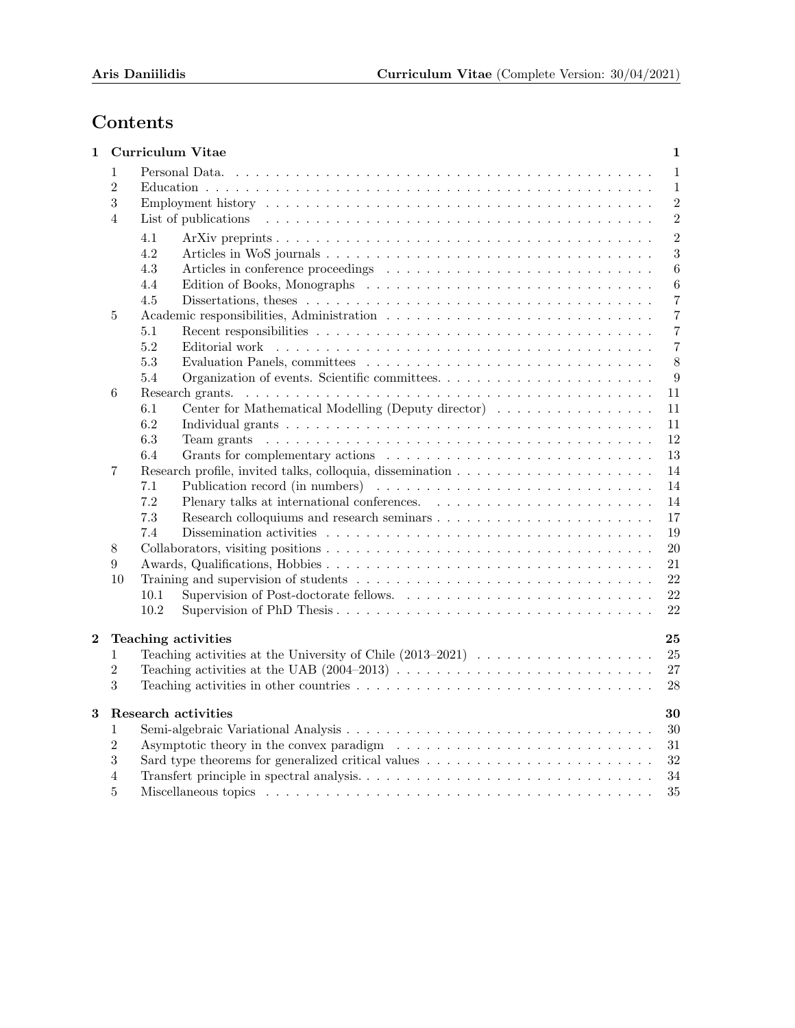# Contents

**1 Curriculum Vitae** — 1

- 1 Personal Data. — 1
- 2 Education — 1
- 3 Employment history — 2
- 4 List of publications — 2
  - 4.1 ArXiv preprints — 2
  - 4.2 Articles in WoS journals — 3
  - 4.3 Articles in conference proceedings — 6
  - 4.4 Edition of Books, Monographs — 6
  - 4.5 Dissertations, theses — 7
- 5 Academic responsibilities, Administration — 7
  - 5.1 Recent responsibilities — 7
  - 5.2 Editorial work — 7
  - 5.3 Evaluation Panels, committees — 8
  - 5.4 Organization of events. Scientific committees. — 9
- 6 Research grants. — 11
  - 6.1 Center for Mathematical Modelling (Deputy director) — 11
  - 6.2 Individual grants — 11
  - 6.3 Team grants — 12
  - 6.4 Grants for complementary actions — 13
- 7 Research profile, invited talks, colloquia, dissemination — 14
  - 7.1 Publication record (in numbers) — 14
  - 7.2 Plenary talks at international conferences. — 14
  - 7.3 Research colloquiums and research seminars — 17
  - 7.4 Dissemination activities — 19
- 8 Collaborators, visiting positions — 20
- 9 Awards, Qualifications, Hobbies — 21
- 10 Training and supervision of students — 22
  - 10.1 Supervision of Post-doctorate fellows. — 22
  - 10.2 Supervision of PhD Thesis — 22

**2 Teaching activities** — 25

- 1 Teaching activities at the University of Chile (2013–2021) — 25
- 2 Teaching activities at the UAB (2004–2013) — 27
- 3 Teaching activities in other countries — 28

**3 Research activities** — 30

- 1 Semi-algebraic Variational Analysis — 30
- 2 Asymptotic theory in the convex paradigm — 31
- 3 Sard type theorems for generalized critical values — 32
- 4 Transfert principle in spectral analysis. — 34
- 5 Miscellaneous topics — 35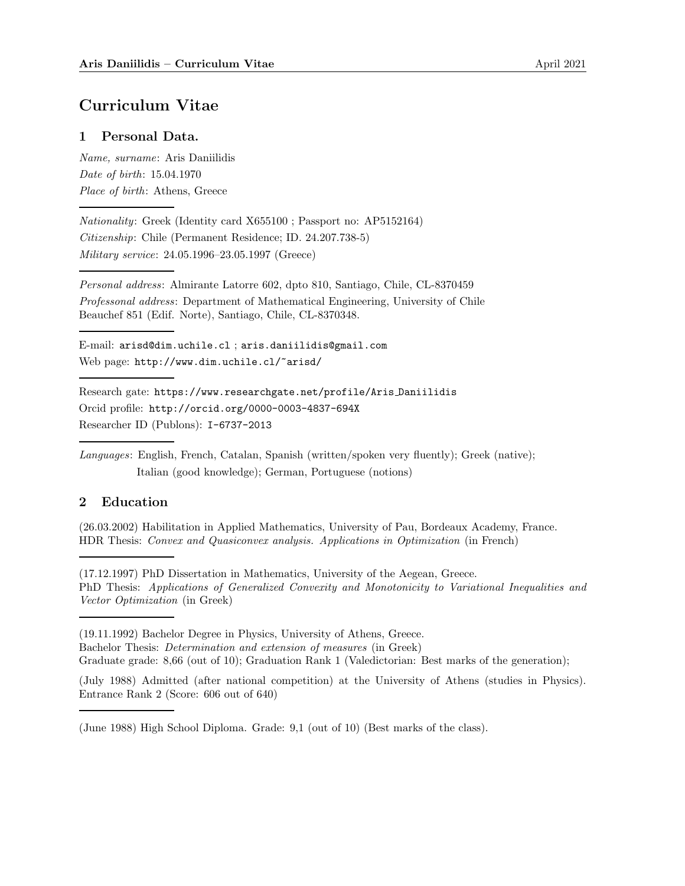# Curriculum Vitae

## 1 Personal Data.

*Name, surname*: Aris Daniilidis
*Date of birth*: 15.04.1970
*Place of birth*: Athens, Greece

---

*Nationality*: Greek (Identity card X655100 ; Passport no: AP5152164)
*Citizenship*: Chile (Permanent Residence; ID. 24.207.738-5)
*Military service*: 24.05.1996–23.05.1997 (Greece)

---

*Personal address*: Almirante Latorre 602, dpto 810, Santiago, Chile, CL-8370459
*Professonal address*: Department of Mathematical Engineering, University of Chile
Beauchef 851 (Edif. Norte), Santiago, Chile, CL-8370348.

---

E-mail: `arisd@dim.uchile.cl` ; `aris.daniilidis@gmail.com`
Web page: `http://www.dim.uchile.cl/~arisd/`

---

Research gate: `https://www.researchgate.net/profile/Aris_Daniilidis`
Orcid profile: `http://orcid.org/0000-0003-4837-694X`
Researcher ID (Publons): `I-6737-2013`

---

*Languages*: English, French, Catalan, Spanish (written/spoken very fluently); Greek (native);
Italian (good knowledge); German, Portuguese (notions)

## 2 Education

(26.03.2002) Habilitation in Applied Mathematics, University of Pau, Bordeaux Academy, France.
HDR Thesis: *Convex and Quasiconvex analysis. Applications in Optimization* (in French)

---

(17.12.1997) PhD Dissertation in Mathematics, University of the Aegean, Greece.
PhD Thesis: *Applications of Generalized Convexity and Monotonicity to Variational Inequalities and Vector Optimization* (in Greek)

---

(19.11.1992) Bachelor Degree in Physics, University of Athens, Greece.
Bachelor Thesis: *Determination and extension of measures* (in Greek)
Graduate grade: 8,66 (out of 10); Graduation Rank 1 (Valedictorian: Best marks of the generation);

(July 1988) Admitted (after national competition) at the University of Athens (studies in Physics). Entrance Rank 2 (Score: 606 out of 640)

---

(June 1988) High School Diploma. Grade: 9,1 (out of 10) (Best marks of the class).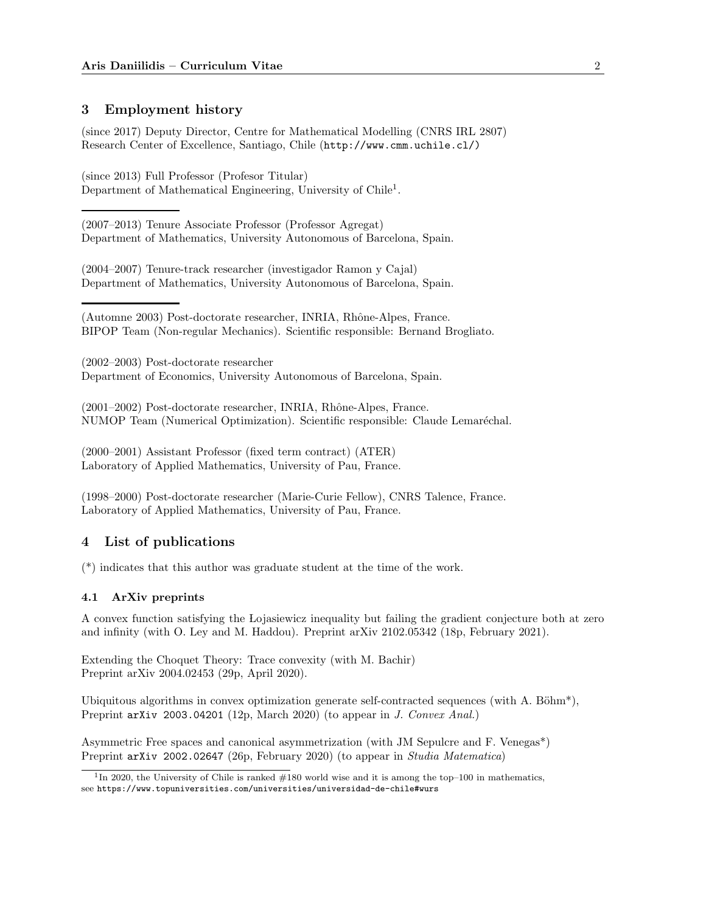## 3 Employment history

(since 2017) Deputy Director, Centre for Mathematical Modelling (CNRS IRL 2807)
Research Center of Excellence, Santiago, Chile (http://www.cmm.uchile.cl/)

(since 2013) Full Professor (Profesor Titular)
Department of Mathematical Engineering, University of Chile[1].

---

(2007–2013) Tenure Associate Professor (Professor Agregat)
Department of Mathematics, University Autonomous of Barcelona, Spain.

(2004–2007) Tenure-track researcher (investigador Ramon y Cajal)
Department of Mathematics, University Autonomous of Barcelona, Spain.

---

(Automne 2003) Post-doctorate researcher, INRIA, Rhône-Alpes, France.
BIPOP Team (Non-regular Mechanics). Scientific responsible: Bernand Brogliato.

(2002–2003) Post-doctorate researcher
Department of Economics, University Autonomous of Barcelona, Spain.

(2001–2002) Post-doctorate researcher, INRIA, Rhône-Alpes, France.
NUMOP Team (Numerical Optimization). Scientific responsible: Claude Lemaréchal.

(2000–2001) Assistant Professor (fixed term contract) (ATER)
Laboratory of Applied Mathematics, University of Pau, France.

(1998–2000) Post-doctorate researcher (Marie-Curie Fellow), CNRS Talence, France.
Laboratory of Applied Mathematics, University of Pau, France.

## 4 List of publications

(*) indicates that this author was graduate student at the time of the work.

### 4.1 ArXiv preprints

A convex function satisfying the Łojasiewicz inequality but failing the gradient conjecture both at zero and infinity (with O. Ley and M. Haddou). Preprint arXiv 2102.05342 (18p, February 2021).

Extending the Choquet Theory: Trace convexity (with M. Bachir)
Preprint arXiv 2004.02453 (29p, April 2020).

Ubiquitous algorithms in convex optimization generate self-contracted sequences (with A. Böhm*), Preprint arXiv 2003.04201 (12p, March 2020) (to appear in *J. Convex Anal.*)

Asymmetric Free spaces and canonical asymmetrization (with JM Sepulcre and F. Venegas*)
Preprint arXiv 2002.02647 (26p, February 2020) (to appear in *Studia Matematica*)

---

[1] In 2020, the University of Chile is ranked #180 world wise and it is among the top–100 in mathematics, see https://www.topuniversities.com/universities/universidad-de-chile#wurs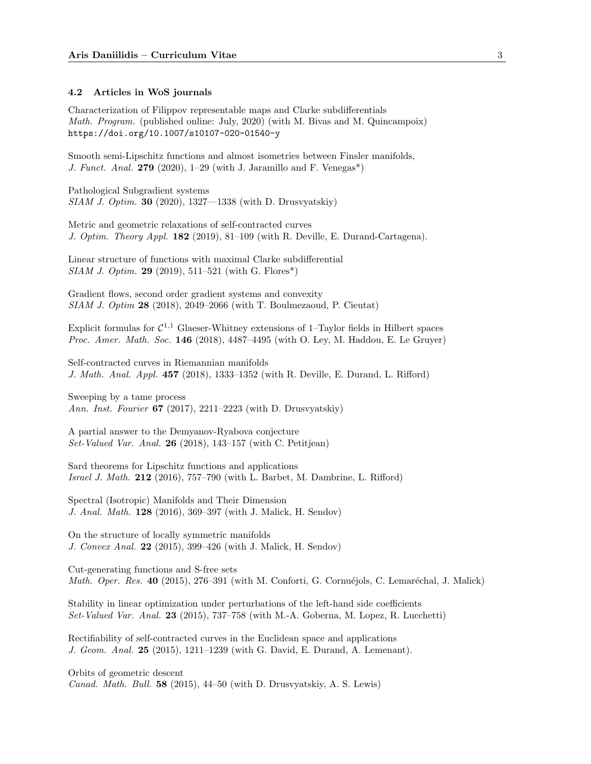### 4.2 Articles in WoS journals

Characterization of Filippov representable maps and Clarke subdifferentials
*Math. Program.* (published online: July, 2020) (with M. Bivas and M. Quincampoix)
`https://doi.org/10.1007/s10107-020-01540-y`

Smooth semi-Lipschitz functions and almost isometries between Finsler manifolds,
*J. Funct. Anal.* **279** (2020), 1–29 (with J. Jaramillo and F. Venegas*)

Pathological Subgradient systems
*SIAM J. Optim.* **30** (2020), 1327—1338 (with D. Drusvyatskiy)

Metric and geometric relaxations of self-contracted curves
*J. Optim. Theory Appl.* **182** (2019), 81–109 (with R. Deville, E. Durand-Cartagena).

Linear structure of functions with maximal Clarke subdifferential
*SIAM J. Optim.* **29** (2019), 511–521 (with G. Flores*)

Gradient flows, second order gradient systems and convexity
*SIAM J. Optim* **28** (2018), 2049–2066 (with T. Boulmezaoud, P. Cieutat)

Explicit formulas for $\mathcal{C}^{1,1}$ Glaeser-Whitney extensions of 1–Taylor fields in Hilbert spaces
*Proc. Amer. Math. Soc.* **146** (2018), 4487–4495 (with O. Ley, M. Haddou, E. Le Gruyer)

Self-contracted curves in Riemannian manifolds
*J. Math. Anal. Appl.* **457** (2018), 1333–1352 (with R. Deville, E. Durand, L. Rifford)

Sweeping by a tame process
*Ann. Inst. Fourier* **67** (2017), 2211–2223 (with D. Drusvyatskiy)

A partial answer to the Demyanov-Ryabova conjecture
*Set-Valued Var. Anal.* **26** (2018), 143–157 (with C. Petitjean)

Sard theorems for Lipschitz functions and applications
*Israel J. Math.* **212** (2016), 757–790 (with L. Barbet, M. Dambrine, L. Rifford)

Spectral (Isotropic) Manifolds and Their Dimension
*J. Anal. Math.* **128** (2016), 369–397 (with J. Malick, H. Sendov)

On the structure of locally symmetric manifolds
*J. Convex Anal.* **22** (2015), 399–426 (with J. Malick, H. Sendov)

Cut-generating functions and S-free sets
*Math. Oper. Res.* **40** (2015), 276–391 (with M. Conforti, G. Cornuéjols, C. Lemaréchal, J. Malick)

Stability in linear optimization under perturbations of the left-hand side coefficients
*Set-Valued Var. Anal.* **23** (2015), 737–758 (with M.-A. Goberna, M. Lopez, R. Lucchetti)

Rectifiability of self-contracted curves in the Euclidean space and applications
*J. Geom. Anal.* **25** (2015), 1211–1239 (with G. David, E. Durand, A. Lemenant).

Orbits of geometric descent
*Canad. Math. Bull.* **58** (2015), 44–50 (with D. Drusvyatskiy, A. S. Lewis)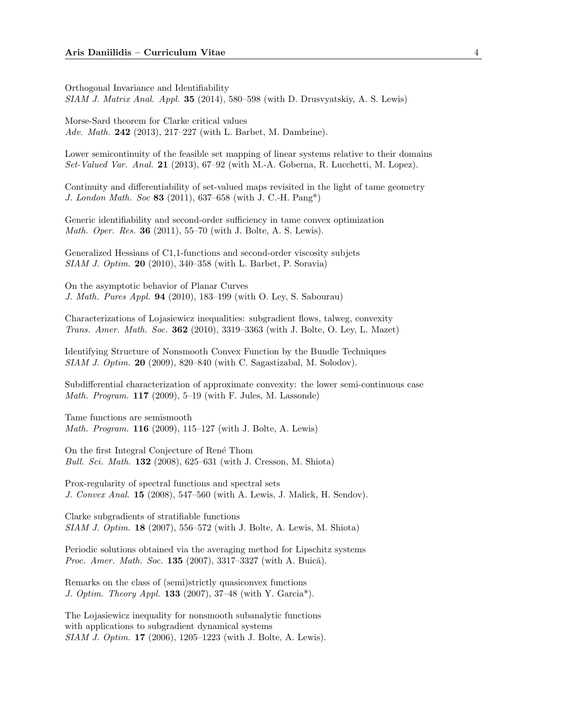Orthogonal Invariance and Identifiability
*SIAM J. Matrix Anal. Appl.* **35** (2014), 580–598 (with D. Drusvyatskiy, A. S. Lewis)

Morse-Sard theorem for Clarke critical values
*Adv. Math.* **242** (2013), 217–227 (with L. Barbet, M. Dambrine).

Lower semicontinuity of the feasible set mapping of linear systems relative to their domains
*Set-Valued Var. Anal.* **21** (2013), 67–92 (with M.-A. Goberna, R. Lucchetti, M. Lopez).

Continuity and differentiability of set-valued maps revisited in the light of tame geometry
*J. London Math. Soc* **83** (2011), 637–658 (with J. C.-H. Pang*)

Generic identifiability and second-order sufficiency in tame convex optimization
*Math. Oper. Res.* **36** (2011), 55–70 (with J. Bolte, A. S. Lewis).

Generalized Hessians of C1,1-functions and second-order viscosity subjets
*SIAM J. Optim.* **20** (2010), 340–358 (with L. Barbet, P. Soravia)

On the asymptotic behavior of Planar Curves
*J. Math. Pures Appl.* **94** (2010), 183–199 (with O. Ley, S. Sabourau)

Characterizations of Lojasiewicz inequalities: subgradient flows, talweg, convexity
*Trans. Amer. Math. Soc.* **362** (2010), 3319–3363 (with J. Bolte, O. Ley, L. Mazet)

Identifying Structure of Nonsmooth Convex Function by the Bundle Techniques
*SIAM J. Optim.* **20** (2009), 820–840 (with C. Sagastizabal, M. Solodov).

Subdifferential characterization of approximate convexity: the lower semi-continuous case
*Math. Program.* **117** (2009), 5–19 (with F. Jules, M. Lassonde)

Tame functions are semismooth
*Math. Program.* **116** (2009), 115–127 (with J. Bolte, A. Lewis)

On the first Integral Conjecture of René Thom
*Bull. Sci. Math.* **132** (2008), 625–631 (with J. Cresson, M. Shiota)

Prox-regularity of spectral functions and spectral sets
*J. Convex Anal.* **15** (2008), 547–560 (with A. Lewis, J. Malick, H. Sendov).

Clarke subgradients of stratifiable functions
*SIAM J. Optim.* **18** (2007), 556–572 (with J. Bolte, A. Lewis, M. Shiota)

Periodic solutions obtained via the averaging method for Lipschitz systems
*Proc. Amer. Math. Soc.* **135** (2007), 3317–3327 (with A. Buică).

Remarks on the class of (semi)strictly quasiconvex functions
*J. Optim. Theory Appl.* **133** (2007), 37–48 (with Y. Garcia*).

The Lojasiewicz inequality for nonsmooth subanalytic functions
with applications to subgradient dynamical systems
*SIAM J. Optim.* **17** (2006), 1205–1223 (with J. Bolte, A. Lewis).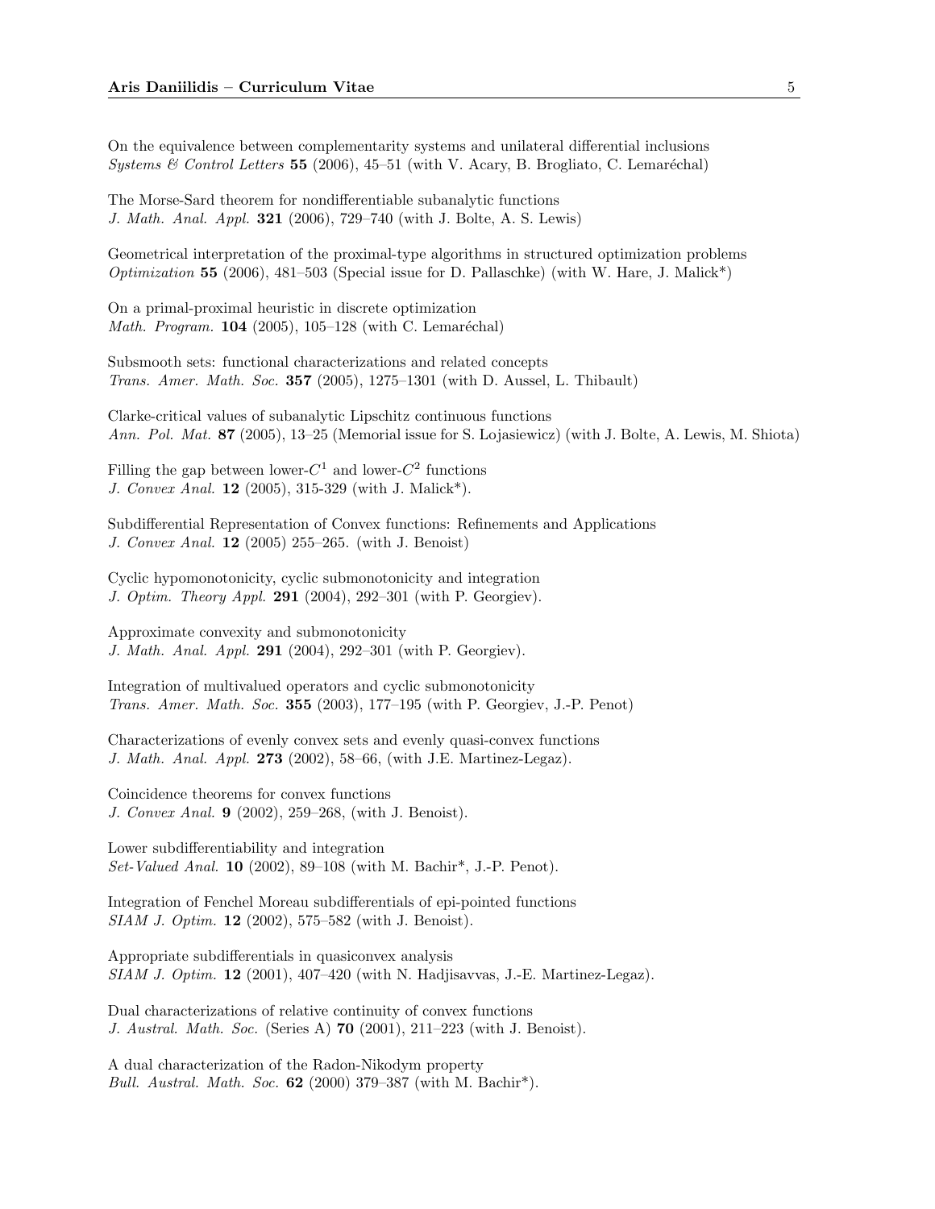On the equivalence between complementarity systems and unilateral differential inclusions
*Systems & Control Letters* **55** (2006), 45–51 (with V. Acary, B. Brogliato, C. Lemaréchal)

The Morse-Sard theorem for nondifferentiable subanalytic functions
*J. Math. Anal. Appl.* **321** (2006), 729–740 (with J. Bolte, A. S. Lewis)

Geometrical interpretation of the proximal-type algorithms in structured optimization problems
*Optimization* **55** (2006), 481–503 (Special issue for D. Pallaschke) (with W. Hare, J. Malick*)

On a primal-proximal heuristic in discrete optimization
*Math. Program.* **104** (2005), 105–128 (with C. Lemaréchal)

Subsmooth sets: functional characterizations and related concepts
*Trans. Amer. Math. Soc.* **357** (2005), 1275–1301 (with D. Aussel, L. Thibault)

Clarke-critical values of subanalytic Lipschitz continuous functions
*Ann. Pol. Mat.* **87** (2005), 13–25 (Memorial issue for S. Lojasiewicz) (with J. Bolte, A. Lewis, M. Shiota)

Filling the gap between lower-$C^1$ and lower-$C^2$ functions
*J. Convex Anal.* **12** (2005), 315-329 (with J. Malick*).

Subdifferential Representation of Convex functions: Refinements and Applications
*J. Convex Anal.* **12** (2005) 255–265. (with J. Benoist)

Cyclic hypomonotonicity, cyclic submonotonicity and integration
*J. Optim. Theory Appl.* **291** (2004), 292–301 (with P. Georgiev).

Approximate convexity and submonotonicity
*J. Math. Anal. Appl.* **291** (2004), 292–301 (with P. Georgiev).

Integration of multivalued operators and cyclic submonotonicity
*Trans. Amer. Math. Soc.* **355** (2003), 177–195 (with P. Georgiev, J.-P. Penot)

Characterizations of evenly convex sets and evenly quasi-convex functions
*J. Math. Anal. Appl.* **273** (2002), 58–66, (with J.E. Martinez-Legaz).

Coincidence theorems for convex functions
*J. Convex Anal.* **9** (2002), 259–268, (with J. Benoist).

Lower subdifferentiability and integration
*Set-Valued Anal.* **10** (2002), 89–108 (with M. Bachir*, J.-P. Penot).

Integration of Fenchel Moreau subdifferentials of epi-pointed functions
*SIAM J. Optim.* **12** (2002), 575–582 (with J. Benoist).

Appropriate subdifferentials in quasiconvex analysis
*SIAM J. Optim.* **12** (2001), 407–420 (with N. Hadjisavvas, J.-E. Martinez-Legaz).

Dual characterizations of relative continuity of convex functions
*J. Austral. Math. Soc.* (Series A) **70** (2001), 211–223 (with J. Benoist).

A dual characterization of the Radon-Nikodym property
*Bull. Austral. Math. Soc.* **62** (2000) 379–387 (with M. Bachir*).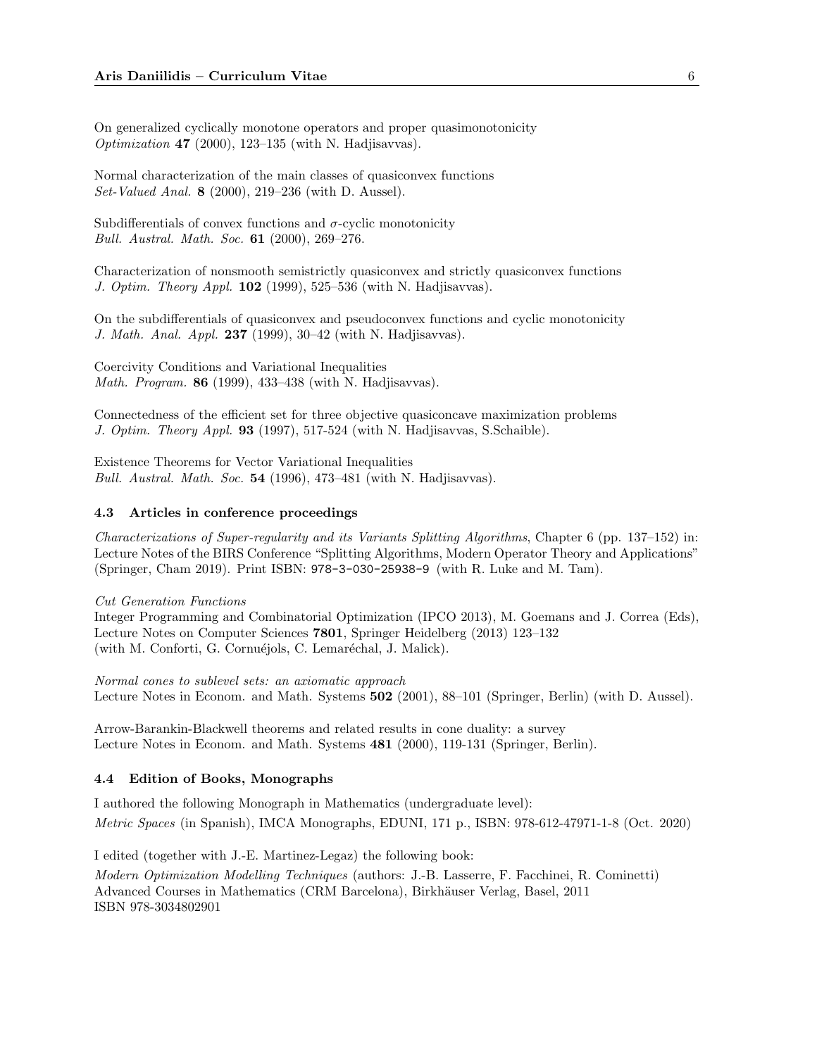On generalized cyclically monotone operators and proper quasimonotonicity
*Optimization* **47** (2000), 123–135 (with N. Hadjisavvas).

Normal characterization of the main classes of quasiconvex functions
*Set-Valued Anal.* **8** (2000), 219–236 (with D. Aussel).

Subdifferentials of convex functions and $\sigma$-cyclic monotonicity
*Bull. Austral. Math. Soc.* **61** (2000), 269–276.

Characterization of nonsmooth semistrictly quasiconvex and strictly quasiconvex functions
*J. Optim. Theory Appl.* **102** (1999), 525–536 (with N. Hadjisavvas).

On the subdifferentials of quasiconvex and pseudoconvex functions and cyclic monotonicity
*J. Math. Anal. Appl.* **237** (1999), 30–42 (with N. Hadjisavvas).

Coercivity Conditions and Variational Inequalities
*Math. Program.* **86** (1999), 433–438 (with N. Hadjisavvas).

Connectedness of the efficient set for three objective quasiconcave maximization problems
*J. Optim. Theory Appl.* **93** (1997), 517-524 (with N. Hadjisavvas, S.Schaible).

Existence Theorems for Vector Variational Inequalities
*Bull. Austral. Math. Soc.* **54** (1996), 473–481 (with N. Hadjisavvas).

### 4.3 Articles in conference proceedings

*Characterizations of Super-regularity and its Variants Splitting Algorithms*, Chapter 6 (pp. 137–152) in: Lecture Notes of the BIRS Conference "Splitting Algorithms, Modern Operator Theory and Applications" (Springer, Cham 2019). Print ISBN: 978-3-030-25938-9 (with R. Luke and M. Tam).

*Cut Generation Functions*
Integer Programming and Combinatorial Optimization (IPCO 2013), M. Goemans and J. Correa (Eds), Lecture Notes on Computer Sciences **7801**, Springer Heidelberg (2013) 123–132
(with M. Conforti, G. Cornuéjols, C. Lemaréchal, J. Malick).

*Normal cones to sublevel sets: an axiomatic approach*
Lecture Notes in Econom. and Math. Systems **502** (2001), 88–101 (Springer, Berlin) (with D. Aussel).

Arrow-Barankin-Blackwell theorems and related results in cone duality: a survey
Lecture Notes in Econom. and Math. Systems **481** (2000), 119-131 (Springer, Berlin).

### 4.4 Edition of Books, Monographs

I authored the following Monograph in Mathematics (undergraduate level):
*Metric Spaces* (in Spanish), IMCA Monographs, EDUNI, 171 p., ISBN: 978-612-47971-1-8 (Oct. 2020)

I edited (together with J.-E. Martinez-Legaz) the following book:
*Modern Optimization Modelling Techniques* (authors: J.-B. Lasserre, F. Facchinei, R. Cominetti)
Advanced Courses in Mathematics (CRM Barcelona), Birkhäuser Verlag, Basel, 2011
ISBN 978-3034802901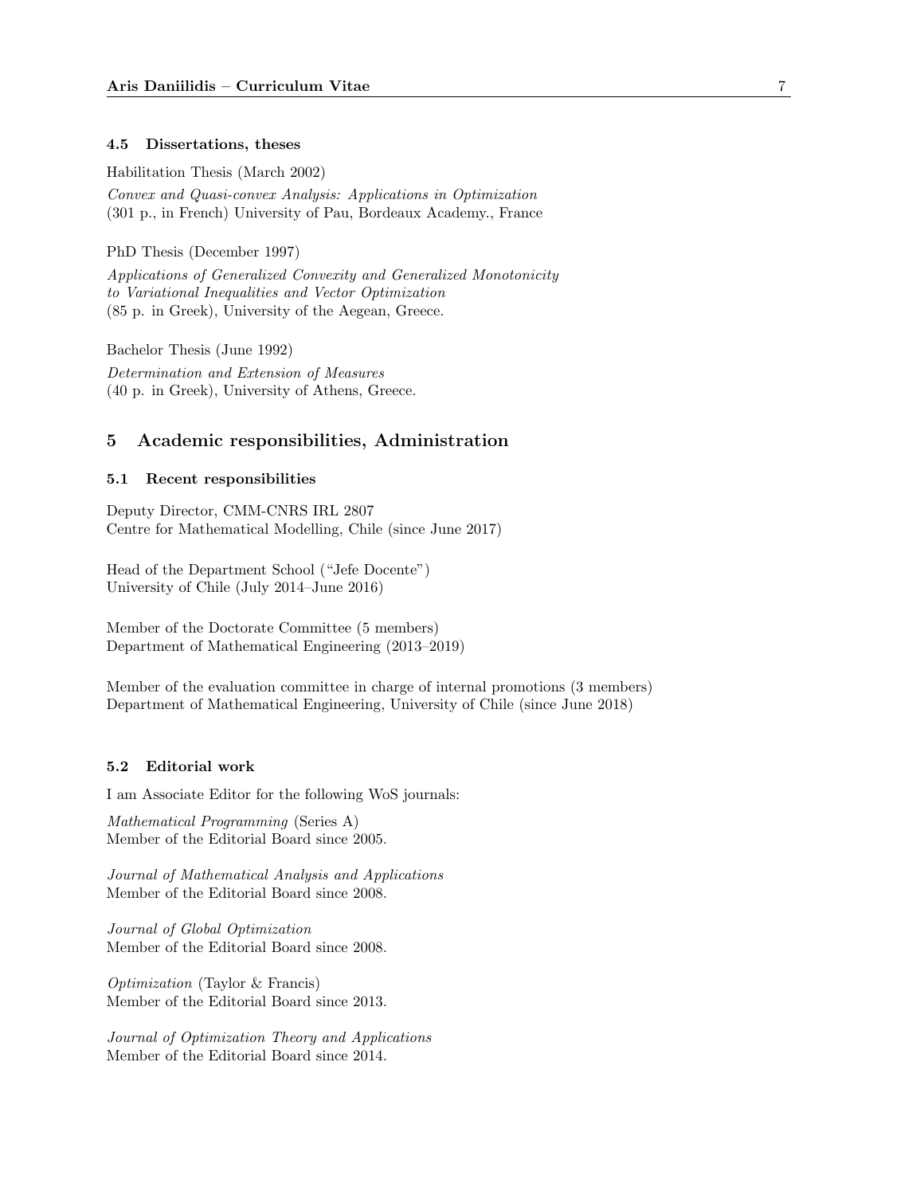### 4.5 Dissertations, theses

Habilitation Thesis (March 2002)

*Convex and Quasi-convex Analysis: Applications in Optimization*
(301 p., in French) University of Pau, Bordeaux Academy., France

PhD Thesis (December 1997)

*Applications of Generalized Convexity and Generalized Monotonicity to Variational Inequalities and Vector Optimization*
(85 p. in Greek), University of the Aegean, Greece.

Bachelor Thesis (June 1992)

*Determination and Extension of Measures*
(40 p. in Greek), University of Athens, Greece.

## 5 Academic responsibilities, Administration

### 5.1 Recent responsibilities

Deputy Director, CMM-CNRS IRL 2807
Centre for Mathematical Modelling, Chile (since June 2017)

Head of the Department School ("Jefe Docente")
University of Chile (July 2014–June 2016)

Member of the Doctorate Committee (5 members)
Department of Mathematical Engineering (2013–2019)

Member of the evaluation committee in charge of internal promotions (3 members)
Department of Mathematical Engineering, University of Chile (since June 2018)

### 5.2 Editorial work

I am Associate Editor for the following WoS journals:

*Mathematical Programming* (Series A)
Member of the Editorial Board since 2005.

*Journal of Mathematical Analysis and Applications*
Member of the Editorial Board since 2008.

*Journal of Global Optimization*
Member of the Editorial Board since 2008.

*Optimization* (Taylor & Francis)
Member of the Editorial Board since 2013.

*Journal of Optimization Theory and Applications*
Member of the Editorial Board since 2014.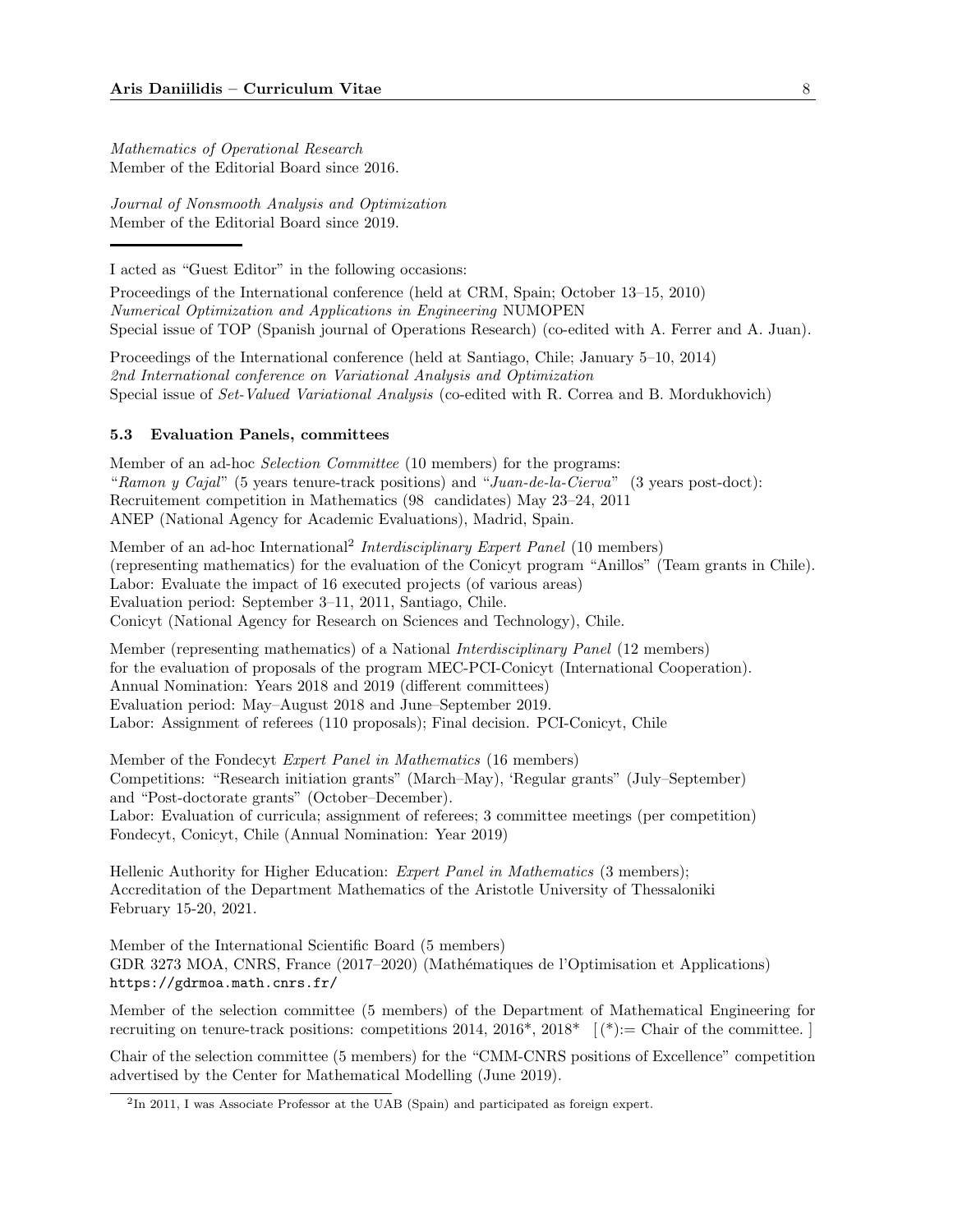*Mathematics of Operational Research*
Member of the Editorial Board since 2016.

*Journal of Nonsmooth Analysis and Optimization*
Member of the Editorial Board since 2019.

---

I acted as "Guest Editor" in the following occasions:

Proceedings of the International conference (held at CRM, Spain; October 13–15, 2010)
*Numerical Optimization and Applications in Engineering* NUMOPEN
Special issue of TOP (Spanish journal of Operations Research) (co-edited with A. Ferrer and A. Juan).

Proceedings of the International conference (held at Santiago, Chile; January 5–10, 2014)
*2nd International conference on Variational Analysis and Optimization*
Special issue of *Set-Valued Variational Analysis* (co-edited with R. Correa and B. Mordukhovich)

### 5.3 Evaluation Panels, committees

Member of an ad-hoc *Selection Committee* (10 members) for the programs:
"*Ramon y Cajal*" (5 years tenure-track positions) and "*Juan-de-la-Cierva*" (3 years post-doct):
Recruitement competition in Mathematics (98 candidates) May 23–24, 2011
ANEP (National Agency for Academic Evaluations), Madrid, Spain.

Member of an ad-hoc International[2] *Interdisciplinary Expert Panel* (10 members)
(representing mathematics) for the evaluation of the Conicyt program "Anillos" (Team grants in Chile).
Labor: Evaluate the impact of 16 executed projects (of various areas)
Evaluation period: September 3–11, 2011, Santiago, Chile.
Conicyt (National Agency for Research on Sciences and Technology), Chile.

Member (representing mathematics) of a National *Interdisciplinary Panel* (12 members)
for the evaluation of proposals of the program MEC-PCI-Conicyt (International Cooperation).
Annual Nomination: Years 2018 and 2019 (different committees)
Evaluation period: May–August 2018 and June–September 2019.
Labor: Assignment of referees (110 proposals); Final decision. PCI-Conicyt, Chile

Member of the Fondecyt *Expert Panel in Mathematics* (16 members)
Competitions: "Research initiation grants" (March–May), 'Regular grants" (July–September)
and "Post-doctorate grants" (October–December).
Labor: Evaluation of curricula; assignment of referees; 3 committee meetings (per competition)
Fondecyt, Conicyt, Chile (Annual Nomination: Year 2019)

Hellenic Authority for Higher Education: *Expert Panel in Mathematics* (3 members);
Accreditation of the Department Mathematics of the Aristotle University of Thessaloniki
February 15-20, 2021.

Member of the International Scientific Board (5 members)
GDR 3273 MOA, CNRS, France (2017–2020) (Mathématiques de l'Optimisation et Applications)
`https://gdrmoa.math.cnrs.fr/`

Member of the selection committee (5 members) of the Department of Mathematical Engineering for recruiting on tenure-track positions: competitions 2014, 2016*, 2018* [(*):= Chair of the committee. ]

Chair of the selection committee (5 members) for the "CMM-CNRS positions of Excellence" competition advertised by the Center for Mathematical Modelling (June 2019).

---

[2] In 2011, I was Associate Professor at the UAB (Spain) and participated as foreign expert.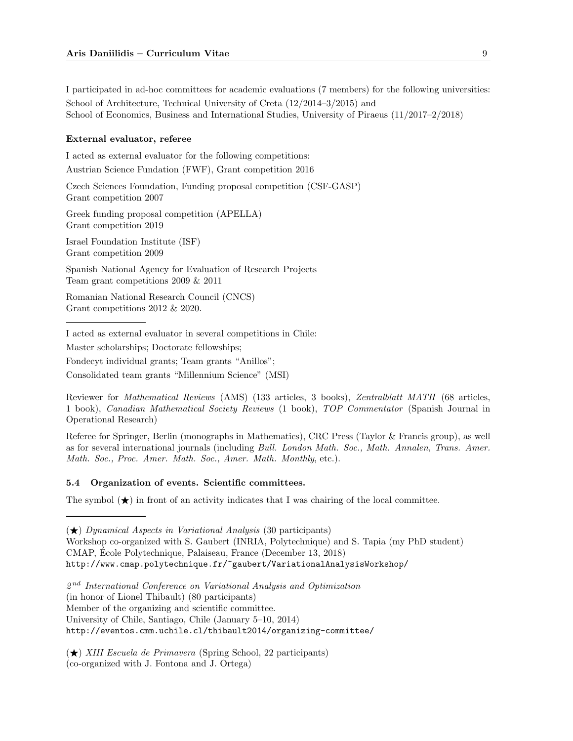I participated in ad-hoc committees for academic evaluations (7 members) for the following universities:
School of Architecture, Technical University of Creta (12/2014–3/2015) and
School of Economics, Business and International Studies, University of Piraeus (11/2017–2/2018)

**External evaluator, referee**

I acted as external evaluator for the following competitions:
Austrian Science Fundation (FWF), Grant competition 2016

Czech Sciences Foundation, Funding proposal competition (CSF-GASP)
Grant competition 2007

Greek funding proposal competition (APELLA)
Grant competition 2019

Israel Foundation Institute (ISF)
Grant competition 2009

Spanish National Agency for Evaluation of Research Projects
Team grant competitions 2009 & 2011

Romanian National Research Council (CNCS)
Grant competitions 2012 & 2020.

---

I acted as external evaluator in several competitions in Chile:

Master scholarships; Doctorate fellowships;

Fondecyt individual grants; Team grants "Anillos";

Consolidated team grants "Millennium Science" (MSI)

Reviewer for *Mathematical Reviews* (AMS) (133 articles, 3 books), *Zentralblatt MATH* (68 articles, 1 book), *Canadian Mathematical Society Reviews* (1 book), *TOP Commentator* (Spanish Journal in Operational Research)

Referee for Springer, Berlin (monographs in Mathematics), CRC Press (Taylor & Francis group), as well as for several international journals (including *Bull. London Math. Soc., Math. Annalen, Trans. Amer. Math. Soc., Proc. Amer. Math. Soc., Amer. Math. Monthly*, etc.).

### 5.4 Organization of events. Scientific committees.

The symbol (★) in front of an activity indicates that I was chairing of the local committee.

---

(★) *Dynamical Aspects in Variational Analysis* (30 participants)
Workshop co-organized with S. Gaubert (INRIA, Polytechnique) and S. Tapia (my PhD student)
CMAP, École Polytechnique, Palaiseau, France (December 13, 2018)
http://www.cmap.polytechnique.fr/~gaubert/VariationalAnalysisWorkshop/

*2nd International Conference on Variational Analysis and Optimization*
(in honor of Lionel Thibault) (80 participants)
Member of the organizing and scientific committee.
University of Chile, Santiago, Chile (January 5–10, 2014)
http://eventos.cmm.uchile.cl/thibault2014/organizing-committee/

(★) *XIII Escuela de Primavera* (Spring School, 22 participants)
(co-organized with J. Fontona and J. Ortega)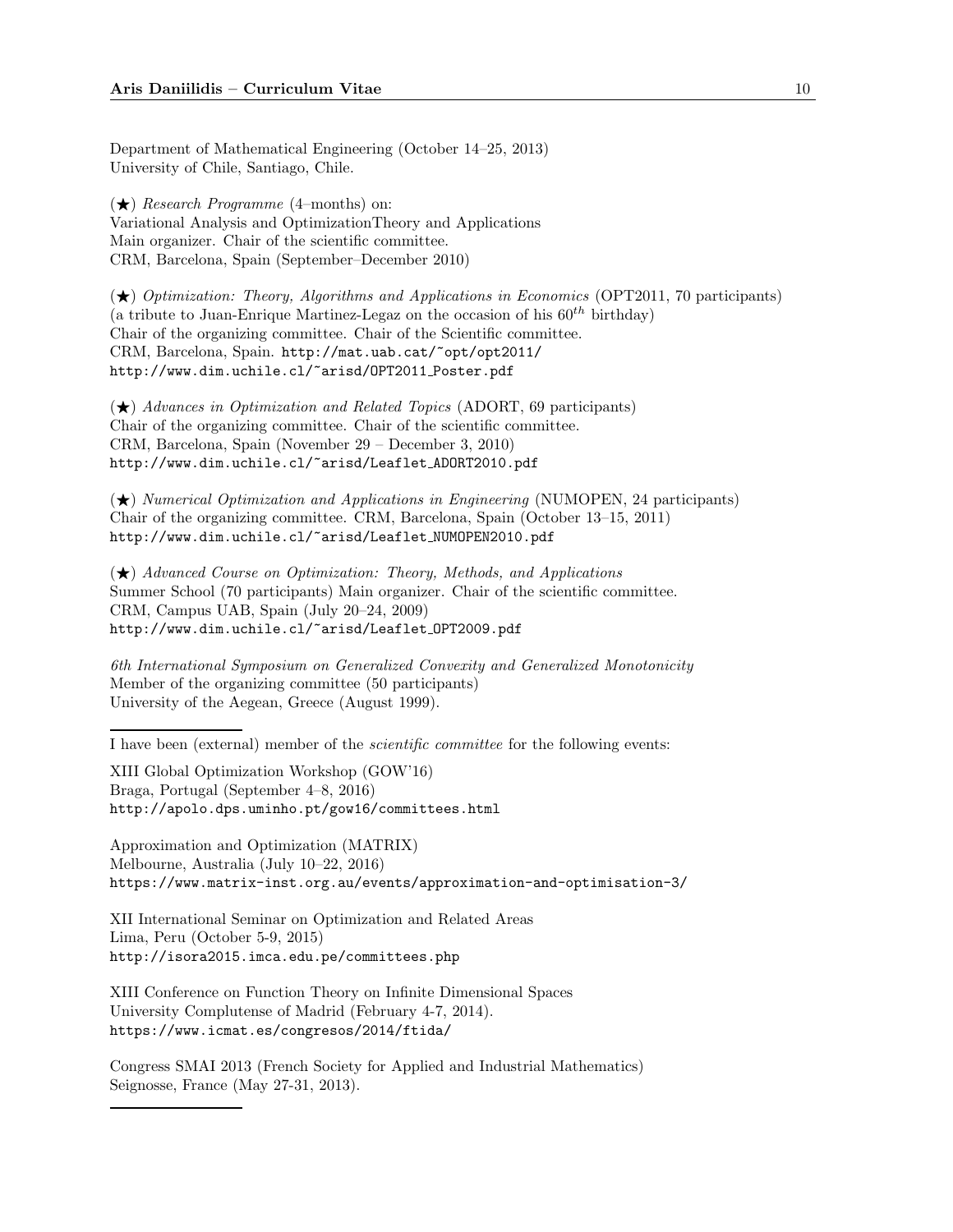Department of Mathematical Engineering (October 14–25, 2013)
University of Chile, Santiago, Chile.

(★) *Research Programme* (4–months) on:
Variational Analysis and OptimizationTheory and Applications
Main organizer. Chair of the scientific committee.
CRM, Barcelona, Spain (September–December 2010)

(★) *Optimization: Theory, Algorithms and Applications in Economics* (OPT2011, 70 participants)
(a tribute to Juan-Enrique Martinez-Legaz on the occasion of his $60^{th}$ birthday)
Chair of the organizing committee. Chair of the Scientific committee.
CRM, Barcelona, Spain. http://mat.uab.cat/~opt/opt2011/
http://www.dim.uchile.cl/~arisd/OPT2011_Poster.pdf

(★) *Advances in Optimization and Related Topics* (ADORT, 69 participants)
Chair of the organizing committee. Chair of the scientific committee.
CRM, Barcelona, Spain (November 29 – December 3, 2010)
http://www.dim.uchile.cl/~arisd/Leaflet_ADORT2010.pdf

(★) *Numerical Optimization and Applications in Engineering* (NUMOPEN, 24 participants)
Chair of the organizing committee. CRM, Barcelona, Spain (October 13–15, 2011)
http://www.dim.uchile.cl/~arisd/Leaflet_NUMOPEN2010.pdf

(★) *Advanced Course on Optimization: Theory, Methods, and Applications*
Summer School (70 participants) Main organizer. Chair of the scientific committee.
CRM, Campus UAB, Spain (July 20–24, 2009)
http://www.dim.uchile.cl/~arisd/Leaflet_OPT2009.pdf

*6th International Symposium on Generalized Convexity and Generalized Monotonicity*
Member of the organizing committee (50 participants)
University of the Aegean, Greece (August 1999).

---

I have been (external) member of the *scientific committee* for the following events:

XIII Global Optimization Workshop (GOW'16)
Braga, Portugal (September 4–8, 2016)
http://apolo.dps.uminho.pt/gow16/committees.html

Approximation and Optimization (MATRIX)
Melbourne, Australia (July 10–22, 2016)
https://www.matrix-inst.org.au/events/approximation-and-optimisation-3/

XII International Seminar on Optimization and Related Areas
Lima, Peru (October 5-9, 2015)
http://isora2015.imca.edu.pe/committees.php

XIII Conference on Function Theory on Infinite Dimensional Spaces
University Complutense of Madrid (February 4-7, 2014).
https://www.icmat.es/congresos/2014/ftida/

Congress SMAI 2013 (French Society for Applied and Industrial Mathematics)
Seignosse, France (May 27-31, 2013).

---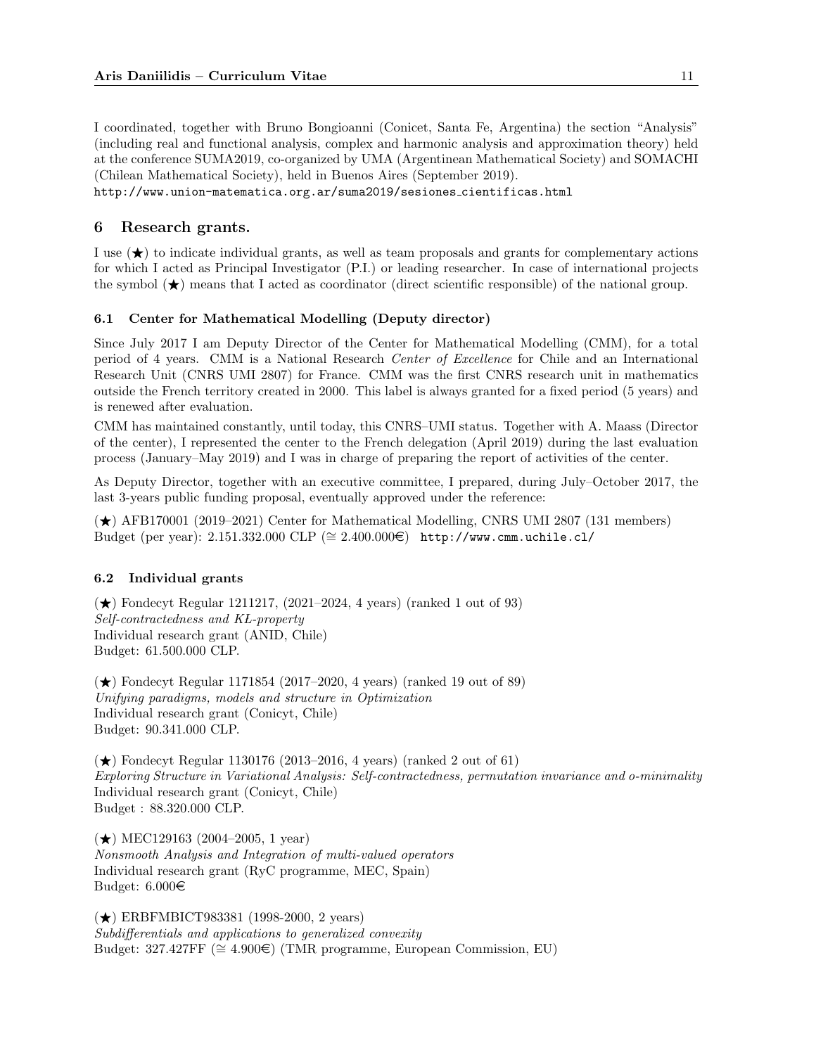I coordinated, together with Bruno Bongioanni (Conicet, Santa Fe, Argentina) the section "Analysis" (including real and functional analysis, complex and harmonic analysis and approximation theory) held at the conference SUMA2019, co-organized by UMA (Argentinean Mathematical Society) and SOMACHI (Chilean Mathematical Society), held in Buenos Aires (September 2019).
http://www.union-matematica.org.ar/suma2019/sesiones_cientificas.html

## 6 Research grants.

I use (★) to indicate individual grants, as well as team proposals and grants for complementary actions for which I acted as Principal Investigator (P.I.) or leading researcher. In case of international projects the symbol (★) means that I acted as coordinator (direct scientific responsible) of the national group.

### 6.1 Center for Mathematical Modelling (Deputy director)

Since July 2017 I am Deputy Director of the Center for Mathematical Modelling (CMM), for a total period of 4 years. CMM is a National Research *Center of Excellence* for Chile and an International Research Unit (CNRS UMI 2807) for France. CMM was the first CNRS research unit in mathematics outside the French territory created in 2000. This label is always granted for a fixed period (5 years) and is renewed after evaluation.

CMM has maintained constantly, until today, this CNRS–UMI status. Together with A. Maass (Director of the center), I represented the center to the French delegation (April 2019) during the last evaluation process (January–May 2019) and I was in charge of preparing the report of activities of the center.

As Deputy Director, together with an executive committee, I prepared, during July–October 2017, the last 3-years public funding proposal, eventually approved under the reference:

(★) AFB170001 (2019–2021) Center for Mathematical Modelling, CNRS UMI 2807 (131 members)
Budget (per year): 2.151.332.000 CLP (≅ 2.400.000€) http://www.cmm.uchile.cl/

### 6.2 Individual grants

(★) Fondecyt Regular 1211217, (2021–2024, 4 years) (ranked 1 out of 93)
*Self-contractedness and KL-property*
Individual research grant (ANID, Chile)
Budget: 61.500.000 CLP.

(★) Fondecyt Regular 1171854 (2017–2020, 4 years) (ranked 19 out of 89)
*Unifying paradigms, models and structure in Optimization*
Individual research grant (Conicyt, Chile)
Budget: 90.341.000 CLP.

(★) Fondecyt Regular 1130176 (2013–2016, 4 years) (ranked 2 out of 61)
*Exploring Structure in Variational Analysis: Self-contractedness, permutation invariance and o-minimality*
Individual research grant (Conicyt, Chile)
Budget : 88.320.000 CLP.

(★) MEC129163 (2004–2005, 1 year)
*Nonsmooth Analysis and Integration of multi-valued operators*
Individual research grant (RyC programme, MEC, Spain)
Budget: 6.000€

(★) ERBFMBICT983381 (1998-2000, 2 years)
*Subdifferentials and applications to generalized convexity*
Budget: 327.427FF (≅ 4.900€) (TMR programme, European Commission, EU)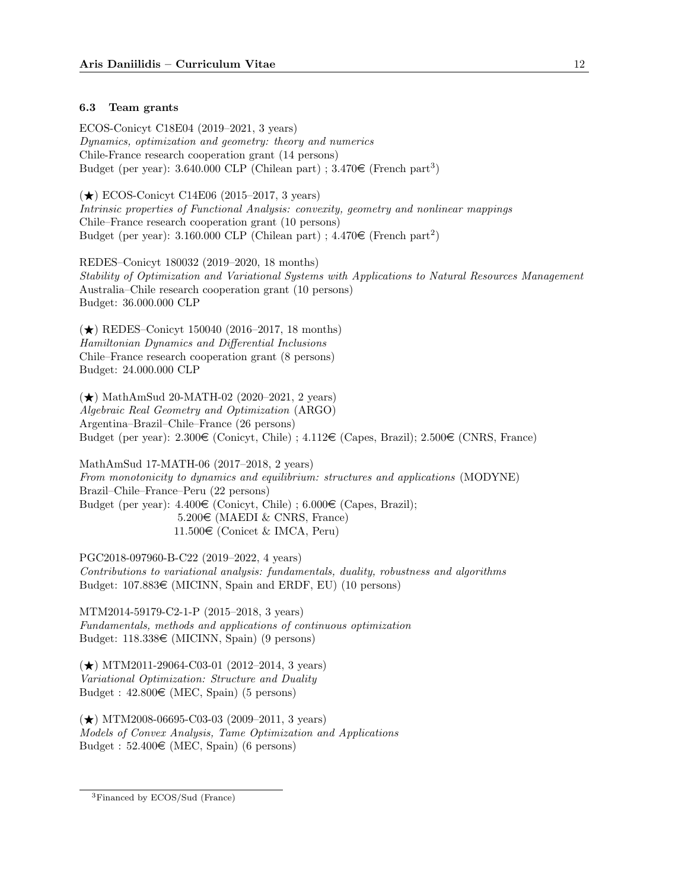### 6.3 Team grants

ECOS-Conicyt C18E04 (2019–2021, 3 years)
*Dynamics, optimization and geometry: theory and numerics*
Chile-France research cooperation grant (14 persons)
Budget (per year): 3.640.000 CLP (Chilean part) ; 3.470€ (French part[3])

(★) ECOS-Conicyt C14E06 (2015–2017, 3 years)
*Intrinsic properties of Functional Analysis: convexity, geometry and nonlinear mappings*
Chile–France research cooperation grant (10 persons)
Budget (per year): 3.160.000 CLP (Chilean part) ; 4.470€ (French part[2])

REDES–Conicyt 180032 (2019–2020, 18 months)
*Stability of Optimization and Variational Systems with Applications to Natural Resources Management*
Australia–Chile research cooperation grant (10 persons)
Budget: 36.000.000 CLP

(★) REDES–Conicyt 150040 (2016–2017, 18 months)
*Hamiltonian Dynamics and Differential Inclusions*
Chile–France research cooperation grant (8 persons)
Budget: 24.000.000 CLP

(★) MathAmSud 20-MATH-02 (2020–2021, 2 years)
*Algebraic Real Geometry and Optimization* (ARGO)
Argentina–Brazil–Chile–France (26 persons)
Budget (per year): 2.300€ (Conicyt, Chile) ; 4.112€ (Capes, Brazil); 2.500€ (CNRS, France)

MathAmSud 17-MATH-06 (2017–2018, 2 years)
*From monotonicity to dynamics and equilibrium: structures and applications* (MODYNE)
Brazil–Chile–France–Peru (22 persons)
Budget (per year): 4.400€ (Conicyt, Chile) ; 6.000€ (Capes, Brazil);
5.200€ (MAEDI & CNRS, France)
11.500€ (Conicet & IMCA, Peru)

PGC2018-097960-B-C22 (2019–2022, 4 years)
*Contributions to variational analysis: fundamentals, duality, robustness and algorithms*
Budget: 107.883€ (MICINN, Spain and ERDF, EU) (10 persons)

MTM2014-59179-C2-1-P (2015–2018, 3 years)
*Fundamentals, methods and applications of continuous optimization*
Budget: 118.338€ (MICINN, Spain) (9 persons)

(★) MTM2011-29064-C03-01 (2012–2014, 3 years)
*Variational Optimization: Structure and Duality*
Budget : 42.800€ (MEC, Spain) (5 persons)

(★) MTM2008-06695-C03-03 (2009–2011, 3 years)
*Models of Convex Analysis, Tame Optimization and Applications*
Budget : 52.400€ (MEC, Spain) (6 persons)

[3] Financed by ECOS/Sud (France)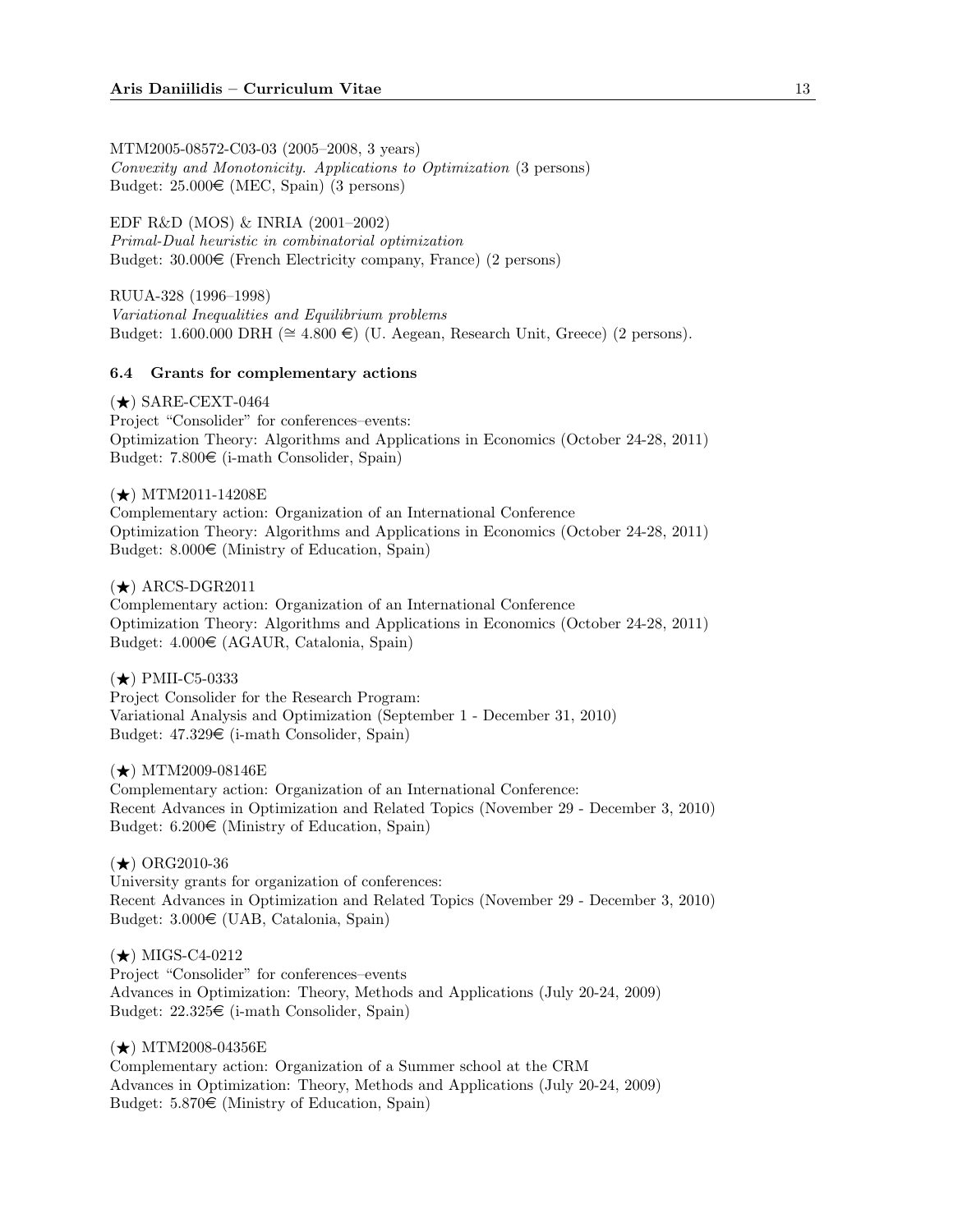MTM2005-08572-C03-03 (2005–2008, 3 years)
*Convexity and Monotonicity. Applications to Optimization* (3 persons)
Budget: 25.000€ (MEC, Spain) (3 persons)

EDF R&D (MOS) & INRIA (2001–2002)
*Primal-Dual heuristic in combinatorial optimization*
Budget: 30.000€ (French Electricity company, France) (2 persons)

RUUA-328 (1996–1998)
*Variational Inequalities and Equilibrium problems*
Budget: 1.600.000 DRH (≅ 4.800 €) (U. Aegean, Research Unit, Greece) (2 persons).

### 6.4 Grants for complementary actions

(★) SARE-CEXT-0464
Project "Consolider" for conferences–events:
Optimization Theory: Algorithms and Applications in Economics (October 24-28, 2011)
Budget: 7.800€ (i-math Consolider, Spain)

(★) MTM2011-14208E
Complementary action: Organization of an International Conference
Optimization Theory: Algorithms and Applications in Economics (October 24-28, 2011)
Budget: 8.000€ (Ministry of Education, Spain)

(★) ARCS-DGR2011
Complementary action: Organization of an International Conference
Optimization Theory: Algorithms and Applications in Economics (October 24-28, 2011)
Budget: 4.000€ (AGAUR, Catalonia, Spain)

(★) PMII-C5-0333
Project Consolider for the Research Program:
Variational Analysis and Optimization (September 1 - December 31, 2010)
Budget: 47.329€ (i-math Consolider, Spain)

(★) MTM2009-08146E
Complementary action: Organization of an International Conference:
Recent Advances in Optimization and Related Topics (November 29 - December 3, 2010)
Budget: 6.200€ (Ministry of Education, Spain)

(★) ORG2010-36
University grants for organization of conferences:
Recent Advances in Optimization and Related Topics (November 29 - December 3, 2010)
Budget: 3.000€ (UAB, Catalonia, Spain)

(★) MIGS-C4-0212
Project "Consolider" for conferences–events
Advances in Optimization: Theory, Methods and Applications (July 20-24, 2009)
Budget: 22.325€ (i-math Consolider, Spain)

(★) MTM2008-04356E
Complementary action: Organization of a Summer school at the CRM
Advances in Optimization: Theory, Methods and Applications (July 20-24, 2009)
Budget: 5.870€ (Ministry of Education, Spain)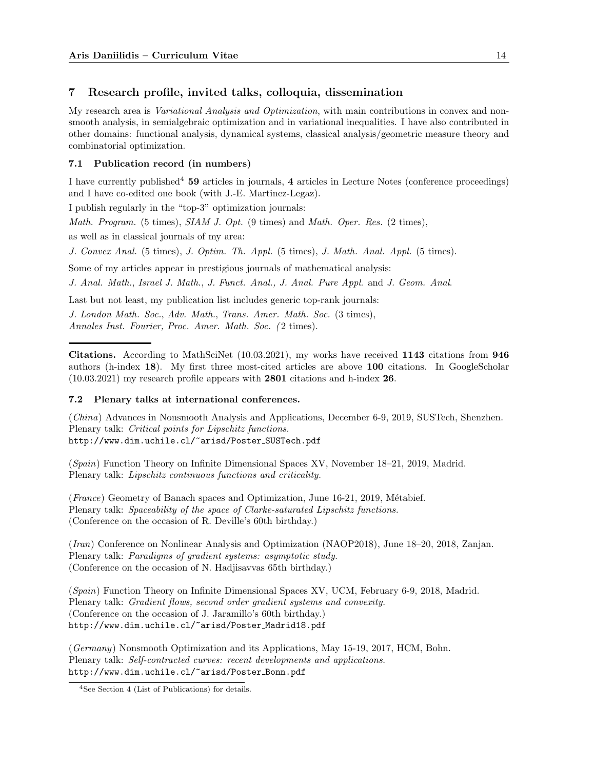## 7 Research profile, invited talks, colloquia, dissemination

My research area is *Variational Analysis and Optimization*, with main contributions in convex and non-smooth analysis, in semialgebraic optimization and in variational inequalities. I have also contributed in other domains: functional analysis, dynamical systems, classical analysis/geometric measure theory and combinatorial optimization.

### 7.1 Publication record (in numbers)

I have currently published[4] **59** articles in journals, **4** articles in Lecture Notes (conference proceedings) and I have co-edited one book (with J.-E. Martinez-Legaz).

I publish regularly in the "top-3" optimization journals:

*Math. Program.* (5 times), *SIAM J. Opt.* (9 times) and *Math. Oper. Res.* (2 times),

as well as in classical journals of my area:

*J. Convex Anal.* (5 times), *J. Optim. Th. Appl.* (5 times), *J. Math. Anal. Appl.* (5 times).

Some of my articles appear in prestigious journals of mathematical analysis:

*J. Anal. Math.*, *Israel J. Math.*, *J. Funct. Anal., J. Anal. Pure Appl.* and *J. Geom. Anal.*

Last but not least, my publication list includes generic top-rank journals:

*J. London Math. Soc.*, *Adv. Math.*, *Trans. Amer. Math. Soc.* (3 times),
*Annales Inst. Fourier, Proc. Amer. Math. Soc. (*2 times).

---

**Citations.** According to MathSciNet (10.03.2021), my works have received **1143** citations from **946** authors (h-index **18**). My first three most-cited articles are above **100** citations. In GoogleScholar (10.03.2021) my research profile appears with **2801** citations and h-index **26**.

### 7.2 Plenary talks at international conferences.

(*China*) Advances in Nonsmooth Analysis and Applications, December 6-9, 2019, SUSTech, Shenzhen.
Plenary talk: *Critical points for Lipschitz functions.*
http://www.dim.uchile.cl/~arisd/Poster_SUSTech.pdf

(*Spain*) Function Theory on Infinite Dimensional Spaces XV, November 18–21, 2019, Madrid.
Plenary talk: *Lipschitz continuous functions and criticality.*

(*France*) Geometry of Banach spaces and Optimization, June 16-21, 2019, Métabief.
Plenary talk: *Spaceability of the space of Clarke-saturated Lipschitz functions.*
(Conference on the occasion of R. Deville's 60th birthday.)

(*Iran*) Conference on Nonlinear Analysis and Optimization (NAOP2018), June 18–20, 2018, Zanjan.
Plenary talk: *Paradigms of gradient systems: asymptotic study.*
(Conference on the occasion of N. Hadjisavvas 65th birthday.)

(*Spain*) Function Theory on Infinite Dimensional Spaces XV, UCM, February 6-9, 2018, Madrid.
Plenary talk: *Gradient flows, second order gradient systems and convexity.*
(Conference on the occasion of J. Jaramillo's 60th birthday.)
http://www.dim.uchile.cl/~arisd/Poster_Madrid18.pdf

(*Germany*) Nonsmooth Optimization and its Applications, May 15-19, 2017, HCM, Bohn.
Plenary talk: *Self-contracted curves: recent developments and applications.*
http://www.dim.uchile.cl/~arisd/Poster_Bonn.pdf

[4] See Section 4 (List of Publications) for details.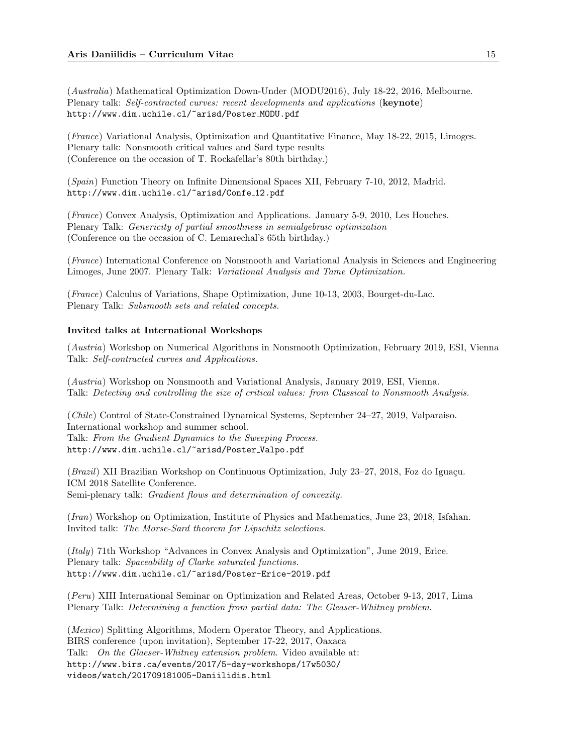(*Australia*) Mathematical Optimization Down-Under (MODU2016), July 18-22, 2016, Melbourne.
Plenary talk: *Self-contracted curves: recent developments and applications* (**keynote**)
http://www.dim.uchile.cl/~arisd/Poster_MODU.pdf

(*France*) Variational Analysis, Optimization and Quantitative Finance, May 18-22, 2015, Limoges.
Plenary talk: Nonsmooth critical values and Sard type results
(Conference on the occasion of T. Rockafellar's 80th birthday.)

(*Spain*) Function Theory on Infinite Dimensional Spaces XII, February 7-10, 2012, Madrid.
http://www.dim.uchile.cl/~arisd/Confe_12.pdf

(*France*) Convex Analysis, Optimization and Applications. January 5-9, 2010, Les Houches.
Plenary Talk: *Genericity of partial smoothness in semialgebraic optimization*
(Conference on the occasion of C. Lemarechal's 65th birthday.)

(*France*) International Conference on Nonsmooth and Variational Analysis in Sciences and Engineering
Limoges, June 2007. Plenary Talk: *Variational Analysis and Tame Optimization.*

(*France*) Calculus of Variations, Shape Optimization, June 10-13, 2003, Bourget-du-Lac.
Plenary Talk: *Subsmooth sets and related concepts.*

### Invited talks at International Workshops

(*Austria*) Workshop on Numerical Algorithms in Nonsmooth Optimization, February 2019, ESI, Vienna
Talk: *Self-contracted curves and Applications.*

(*Austria*) Workshop on Nonsmooth and Variational Analysis, January 2019, ESI, Vienna.
Talk: *Detecting and controlling the size of critical values: from Classical to Nonsmooth Analysis.*

(*Chile*) Control of State-Constrained Dynamical Systems, September 24–27, 2019, Valparaiso.
International workshop and summer school.
Talk: *From the Gradient Dynamics to the Sweeping Process.*
http://www.dim.uchile.cl/~arisd/Poster_Valpo.pdf

(*Brazil*) XII Brazilian Workshop on Continuous Optimization, July 23–27, 2018, Foz do Iguaçu.
ICM 2018 Satellite Conference.
Semi-plenary talk: *Gradient flows and determination of convexity.*

(*Iran*) Workshop on Optimization, Institute of Physics and Mathematics, June 23, 2018, Isfahan.
Invited talk: *The Morse-Sard theorem for Lipschitz selections.*

(*Italy*) 71th Workshop "Advances in Convex Analysis and Optimization", June 2019, Erice.
Plenary talk: *Spaceability of Clarke saturated functions.*
http://www.dim.uchile.cl/~arisd/Poster-Erice-2019.pdf

(*Peru*) XIII International Seminar on Optimization and Related Areas, October 9-13, 2017, Lima
Plenary Talk: *Determining a function from partial data: The Gleaser-Whitney problem.*

(*Mexico*) Splitting Algorithms, Modern Operator Theory, and Applications.
BIRS conference (upon invitation), September 17-22, 2017, Oaxaca
Talk: *On the Glaeser-Whitney extension problem.* Video available at:
http://www.birs.ca/events/2017/5-day-workshops/17w5030/
videos/watch/201709181005-Daniilidis.html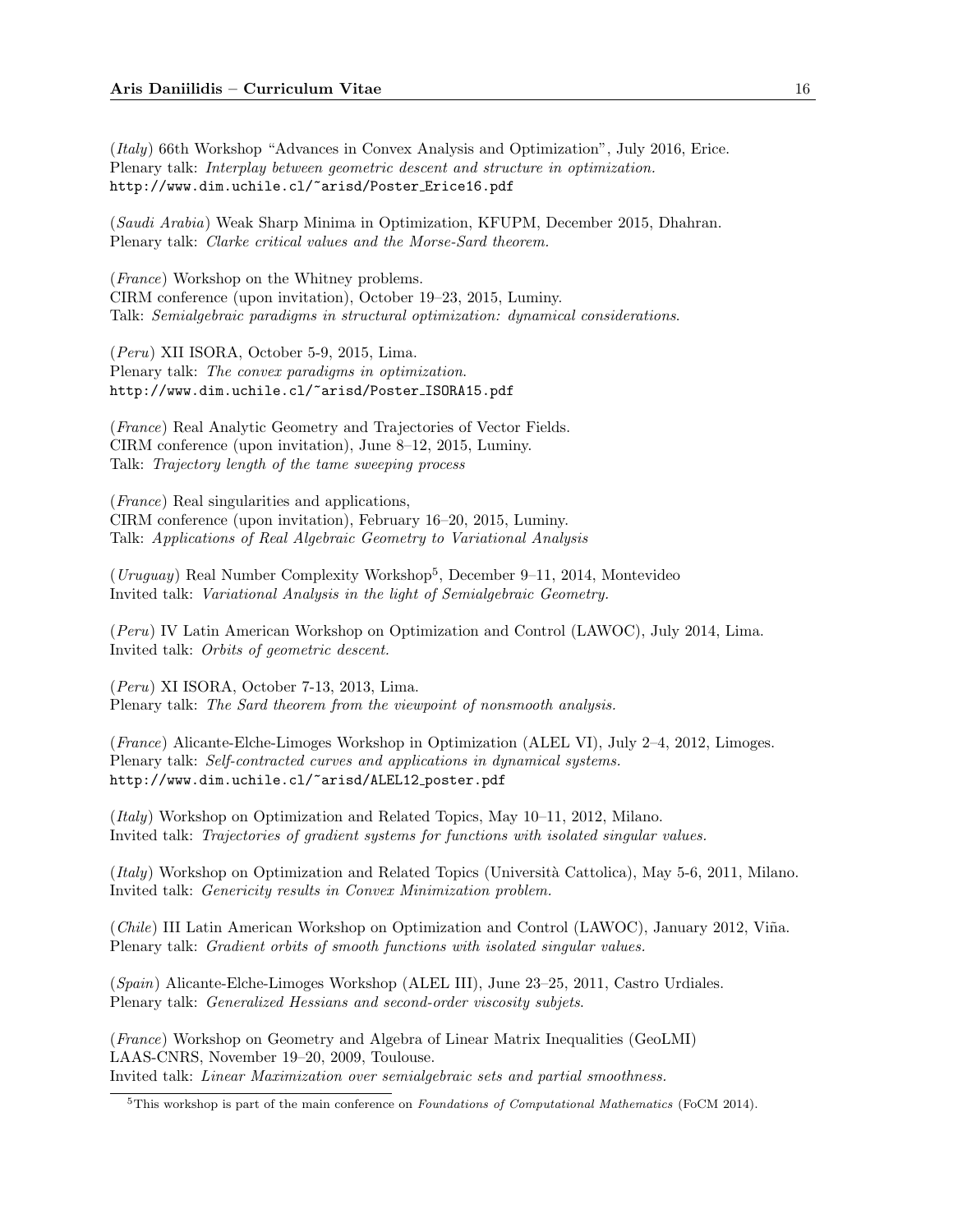(*Italy*) 66th Workshop "Advances in Convex Analysis and Optimization", July 2016, Erice.
Plenary talk: *Interplay between geometric descent and structure in optimization.*
`http://www.dim.uchile.cl/~arisd/Poster_Erice16.pdf`

(*Saudi Arabia*) Weak Sharp Minima in Optimization, KFUPM, December 2015, Dhahran.
Plenary talk: *Clarke critical values and the Morse-Sard theorem.*

(*France*) Workshop on the Whitney problems.
CIRM conference (upon invitation), October 19–23, 2015, Luminy.
Talk: *Semialgebraic paradigms in structural optimization: dynamical considerations.*

(*Peru*) XII ISORA, October 5-9, 2015, Lima.
Plenary talk: *The convex paradigms in optimization.*
`http://www.dim.uchile.cl/~arisd/Poster_ISORA15.pdf`

(*France*) Real Analytic Geometry and Trajectories of Vector Fields.
CIRM conference (upon invitation), June 8–12, 2015, Luminy.
Talk: *Trajectory length of the tame sweeping process*

(*France*) Real singularities and applications,
CIRM conference (upon invitation), February 16–20, 2015, Luminy.
Talk: *Applications of Real Algebraic Geometry to Variational Analysis*

(*Uruguay*) Real Number Complexity Workshop[5], December 9–11, 2014, Montevideo
Invited talk: *Variational Analysis in the light of Semialgebraic Geometry.*

(*Peru*) IV Latin American Workshop on Optimization and Control (LAWOC), July 2014, Lima.
Invited talk: *Orbits of geometric descent.*

(*Peru*) XI ISORA, October 7-13, 2013, Lima.
Plenary talk: *The Sard theorem from the viewpoint of nonsmooth analysis.*

(*France*) Alicante-Elche-Limoges Workshop in Optimization (ALEL VI), July 2–4, 2012, Limoges.
Plenary talk: *Self-contracted curves and applications in dynamical systems.*
`http://www.dim.uchile.cl/~arisd/ALEL12_poster.pdf`

(*Italy*) Workshop on Optimization and Related Topics, May 10–11, 2012, Milano.
Invited talk: *Trajectories of gradient systems for functions with isolated singular values.*

(*Italy*) Workshop on Optimization and Related Topics (Università Cattolica), May 5-6, 2011, Milano.
Invited talk: *Genericity results in Convex Minimization problem.*

(*Chile*) III Latin American Workshop on Optimization and Control (LAWOC), January 2012, Viña.
Plenary talk: *Gradient orbits of smooth functions with isolated singular values.*

(*Spain*) Alicante-Elche-Limoges Workshop (ALEL III), June 23–25, 2011, Castro Urdiales.
Plenary talk: *Generalized Hessians and second-order viscosity subjets.*

(*France*) Workshop on Geometry and Algebra of Linear Matrix Inequalities (GeoLMI)
LAAS-CNRS, November 19–20, 2009, Toulouse.
Invited talk: *Linear Maximization over semialgebraic sets and partial smoothness.*

[5] This workshop is part of the main conference on *Foundations of Computational Mathematics* (FoCM 2014).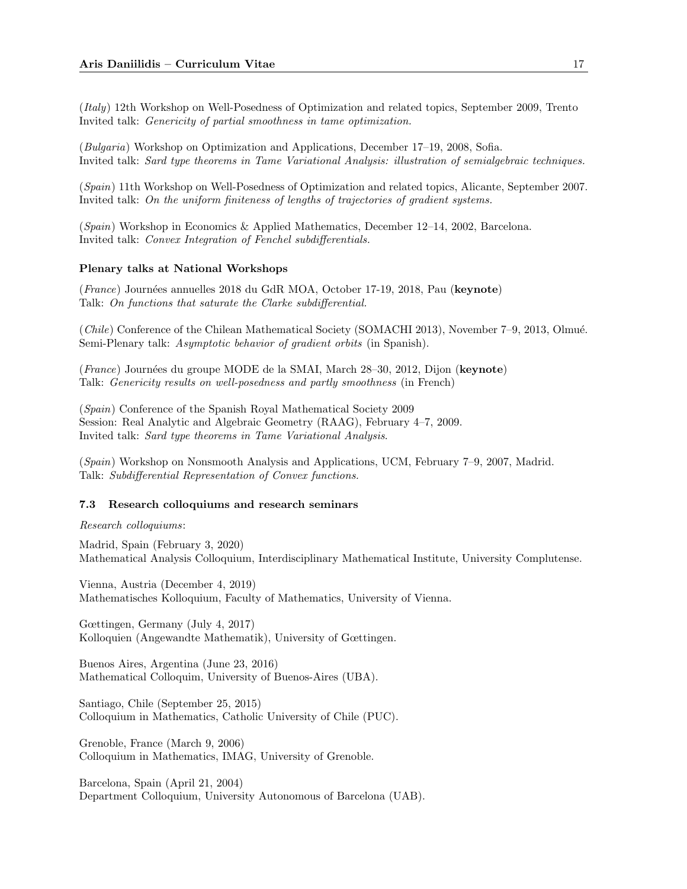(*Italy*) 12th Workshop on Well-Posedness of Optimization and related topics, September 2009, Trento
Invited talk: *Genericity of partial smoothness in tame optimization.*

(*Bulgaria*) Workshop on Optimization and Applications, December 17–19, 2008, Sofia.
Invited talk: *Sard type theorems in Tame Variational Analysis: illustration of semialgebraic techniques.*

(*Spain*) 11th Workshop on Well-Posedness of Optimization and related topics, Alicante, September 2007.
Invited talk: *On the uniform finiteness of lengths of trajectories of gradient systems.*

(*Spain*) Workshop in Economics & Applied Mathematics, December 12–14, 2002, Barcelona.
Invited talk: *Convex Integration of Fenchel subdifferentials.*

**Plenary talks at National Workshops**

(*France*) Journées annuelles 2018 du GdR MOA, October 17-19, 2018, Pau (**keynote**)
Talk: *On functions that saturate the Clarke subdifferential*.

(*Chile*) Conference of the Chilean Mathematical Society (SOMACHI 2013), November 7–9, 2013, Olmué.
Semi-Plenary talk: *Asymptotic behavior of gradient orbits* (in Spanish).

(*France*) Journées du groupe MODE de la SMAI, March 28–30, 2012, Dijon (**keynote**)
Talk: *Genericity results on well-posedness and partly smoothness* (in French)

(*Spain*) Conference of the Spanish Royal Mathematical Society 2009
Session: Real Analytic and Algebraic Geometry (RAAG), February 4–7, 2009.
Invited talk: *Sard type theorems in Tame Variational Analysis*.

(*Spain*) Workshop on Nonsmooth Analysis and Applications, UCM, February 7–9, 2007, Madrid.
Talk: *Subdifferential Representation of Convex functions.*

### 7.3 Research colloquiums and research seminars

*Research colloquiums*:

Madrid, Spain (February 3, 2020)
Mathematical Analysis Colloquium, Interdisciplinary Mathematical Institute, University Complutense.

Vienna, Austria (December 4, 2019)
Mathematisches Kolloquium, Faculty of Mathematics, University of Vienna.

Gœttingen, Germany (July 4, 2017)
Kolloquien (Angewandte Mathematik), University of Gœttingen.

Buenos Aires, Argentina (June 23, 2016)
Mathematical Colloquim, University of Buenos-Aires (UBA).

Santiago, Chile (September 25, 2015)
Colloquium in Mathematics, Catholic University of Chile (PUC).

Grenoble, France (March 9, 2006)
Colloquium in Mathematics, IMAG, University of Grenoble.

Barcelona, Spain (April 21, 2004)
Department Colloquium, University Autonomous of Barcelona (UAB).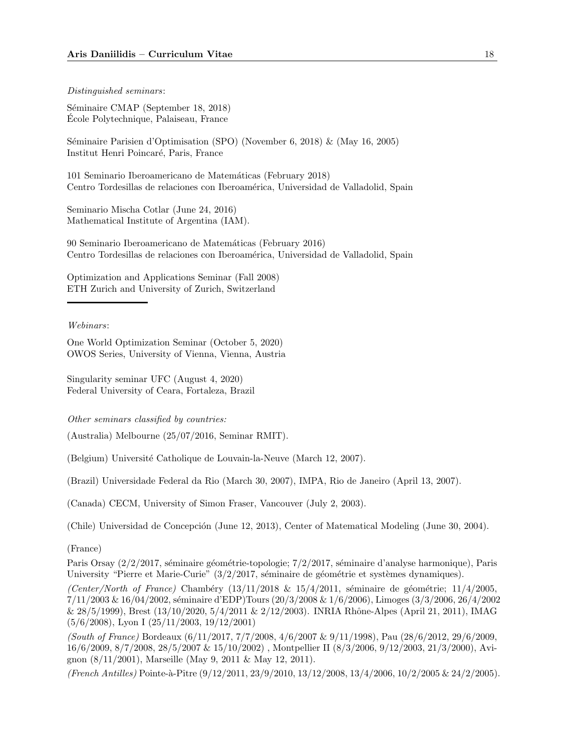*Distinguished seminars*:

Séminaire CMAP (September 18, 2018)
École Polytechnique, Palaiseau, France

Séminaire Parisien d'Optimisation (SPO) (November 6, 2018) & (May 16, 2005)
Institut Henri Poincaré, Paris, France

101 Seminario Iberoamericano de Matemáticas (February 2018)
Centro Tordesillas de relaciones con Iberoamérica, Universidad de Valladolid, Spain

Seminario Mischa Cotlar (June 24, 2016)
Mathematical Institute of Argentina (IAM).

90 Seminario Iberoamericano de Matemáticas (February 2016)
Centro Tordesillas de relaciones con Iberoamérica, Universidad de Valladolid, Spain

Optimization and Applications Seminar (Fall 2008)
ETH Zurich and University of Zurich, Switzerland

---

*Webinars*:

One World Optimization Seminar (October 5, 2020)
OWOS Series, University of Vienna, Vienna, Austria

Singularity seminar UFC (August 4, 2020)
Federal University of Ceara, Fortaleza, Brazil

*Other seminars classified by countries:*

(Australia) Melbourne (25/07/2016, Seminar RMIT).

(Belgium) Université Catholique de Louvain-la-Neuve (March 12, 2007).

(Brazil) Universidade Federal da Rio (March 30, 2007), IMPA, Rio de Janeiro (April 13, 2007).

(Canada) CECM, University of Simon Fraser, Vancouver (July 2, 2003).

(Chile) Universidad de Concepción (June 12, 2013), Center of Matematical Modeling (June 30, 2004).

(France)

Paris Orsay (2/2/2017, séminaire géométrie-topologie; 7/2/2017, séminaire d'analyse harmonique), Paris University "Pierre et Marie-Curie" (3/2/2017, séminaire de géométrie et systèmes dynamiques).

*(Center/North of France)* Chambéry (13/11/2018 & 15/4/2011, séminaire de géométrie; 11/4/2005, 7/11/2003 & 16/04/2002, séminaire d'EDP)Tours (20/3/2008 & 1/6/2006), Limoges (3/3/2006, 26/4/2002 & 28/5/1999), Brest (13/10/2020, 5/4/2011 & 2/12/2003). INRIA Rhône-Alpes (April 21, 2011), IMAG (5/6/2008), Lyon I (25/11/2003, 19/12/2001)

*(South of France)* Bordeaux (6/11/2017, 7/7/2008, 4/6/2007 & 9/11/1998), Pau (28/6/2012, 29/6/2009, 16/6/2009, 8/7/2008, 28/5/2007 & 15/10/2002) , Montpellier II (8/3/2006, 9/12/2003, 21/3/2000), Avignon (8/11/2001), Marseille (May 9, 2011 & May 12, 2011).

*(French Antilles)* Pointe-à-Pître (9/12/2011, 23/9/2010, 13/12/2008, 13/4/2006, 10/2/2005 & 24/2/2005).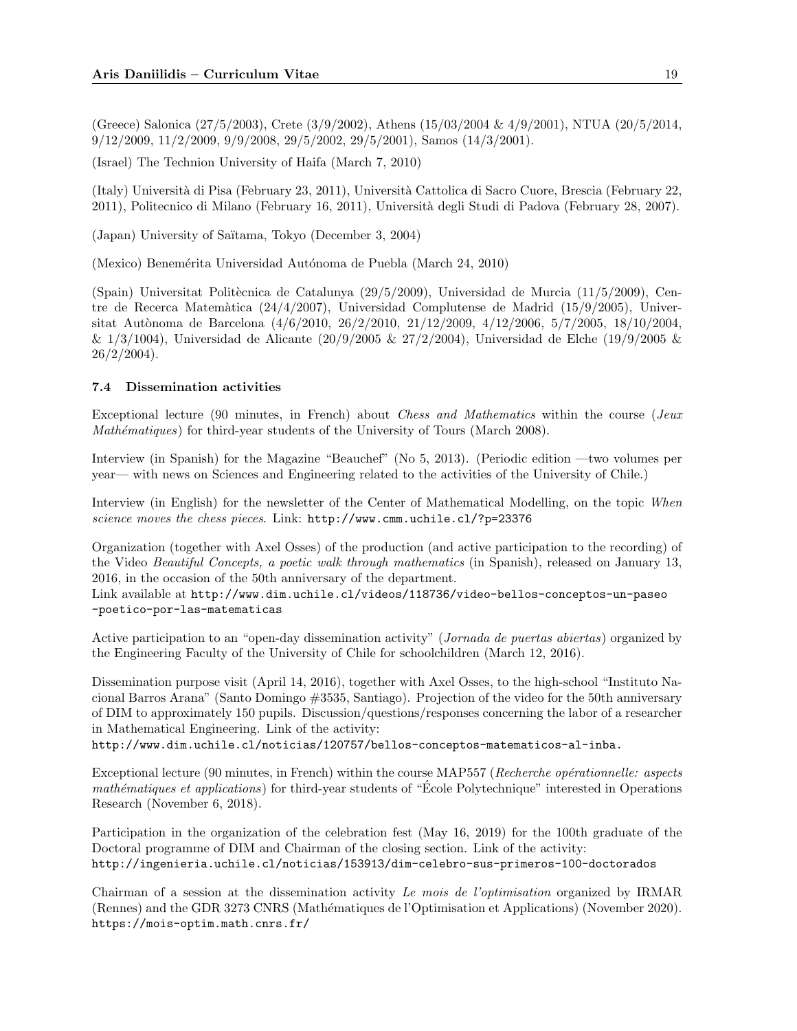(Greece) Salonica (27/5/2003), Crete (3/9/2002), Athens (15/03/2004 & 4/9/2001), NTUA (20/5/2014, 9/12/2009, 11/2/2009, 9/9/2008, 29/5/2002, 29/5/2001), Samos (14/3/2001).

(Israel) The Technion University of Haifa (March 7, 2010)

(Italy) Università di Pisa (February 23, 2011), Università Cattolica di Sacro Cuore, Brescia (February 22, 2011), Politecnico di Milano (February 16, 2011), Università degli Studi di Padova (February 28, 2007).

(Japan) University of Saïtama, Tokyo (December 3, 2004)

(Mexico) Benemérita Universidad Autónoma de Puebla (March 24, 2010)

(Spain) Universitat Politècnica de Catalunya (29/5/2009), Universidad de Murcia (11/5/2009), Centre de Recerca Matemàtica (24/4/2007), Universidad Complutense de Madrid (15/9/2005), Universitat Autònoma de Barcelona (4/6/2010, 26/2/2010, 21/12/2009, 4/12/2006, 5/7/2005, 18/10/2004, & 1/3/1004), Universidad de Alicante (20/9/2005 & 27/2/2004), Universidad de Elche (19/9/2005 & 26/2/2004).

### 7.4 Dissemination activities

Exceptional lecture (90 minutes, in French) about *Chess and Mathematics* within the course (*Jeux Mathématiques*) for third-year students of the University of Tours (March 2008).

Interview (in Spanish) for the Magazine "Beauchef" (No 5, 2013). (Periodic edition —two volumes per year— with news on Sciences and Engineering related to the activities of the University of Chile.)

Interview (in English) for the newsletter of the Center of Mathematical Modelling, on the topic *When science moves the chess pieces*. Link: http://www.cmm.uchile.cl/?p=23376

Organization (together with Axel Osses) of the production (and active participation to the recording) of the Video *Beautiful Concepts, a poetic walk through mathematics* (in Spanish), released on January 13, 2016, in the occasion of the 50th anniversary of the department.
Link available at http://www.dim.uchile.cl/videos/118736/video-bellos-conceptos-un-paseo-poetico-por-las-matematicas

Active participation to an "open-day dissemination activity" (*Jornada de puertas abiertas*) organized by the Engineering Faculty of the University of Chile for schoolchildren (March 12, 2016).

Dissemination purpose visit (April 14, 2016), together with Axel Osses, to the high-school "Instituto Nacional Barros Arana" (Santo Domingo #3535, Santiago). Projection of the video for the 50th anniversary of DIM to approximately 150 pupils. Discussion/questions/responses concerning the labor of a researcher in Mathematical Engineering. Link of the activity:
http://www.dim.uchile.cl/noticias/120757/bellos-conceptos-matematicos-al-inba.

Exceptional lecture (90 minutes, in French) within the course MAP557 (*Recherche opérationnelle: aspects mathématiques et applications*) for third-year students of "École Polytechnique" interested in Operations Research (November 6, 2018).

Participation in the organization of the celebration fest (May 16, 2019) for the 100th graduate of the Doctoral programme of DIM and Chairman of the closing section. Link of the activity:
http://ingenieria.uchile.cl/noticias/153913/dim-celebro-sus-primeros-100-doctorados

Chairman of a session at the dissemination activity *Le mois de l'optimisation* organized by IRMAR (Rennes) and the GDR 3273 CNRS (Mathématiques de l'Optimisation et Applications) (November 2020).
https://mois-optim.math.cnrs.fr/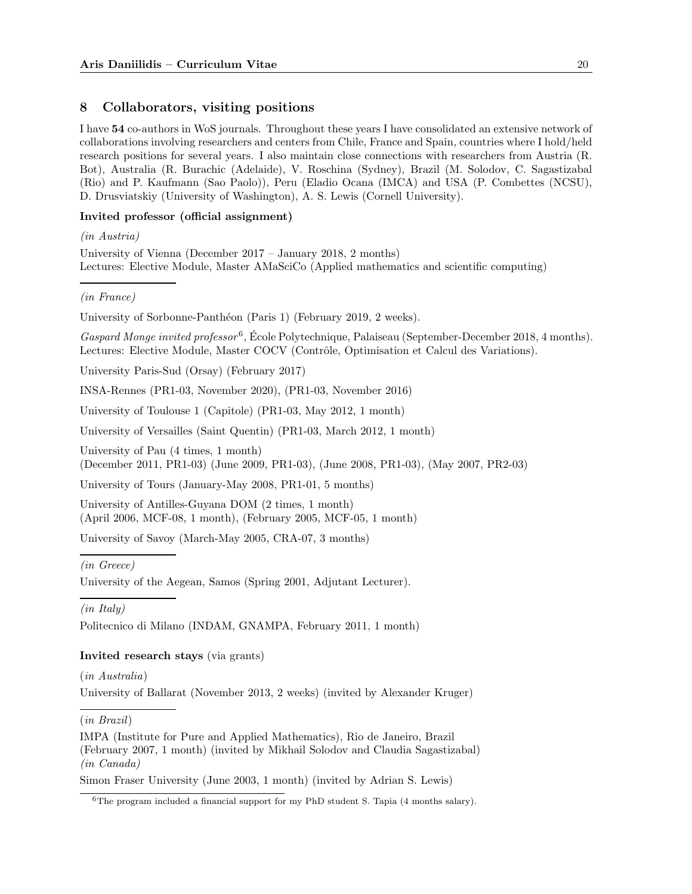## 8 Collaborators, visiting positions

I have **54** co-authors in WoS journals. Throughout these years I have consolidated an extensive network of collaborations involving researchers and centers from Chile, France and Spain, countries where I hold/held research positions for several years. I also maintain close connections with researchers from Austria (R. Bot), Australia (R. Burachic (Adelaide), V. Roschina (Sydney), Brazil (M. Solodov, C. Sagastizabal (Rio) and P. Kaufmann (Sao Paolo)), Peru (Eladio Ocana (IMCA) and USA (P. Combettes (NCSU), D. Drusviatskiy (University of Washington), A. S. Lewis (Cornell University).

**Invited professor (official assignment)**

*(in Austria)*

University of Vienna (December 2017 – January 2018, 2 months)
Lectures: Elective Module, Master AMaSciCo (Applied mathematics and scientific computing)

---

*(in France)*

University of Sorbonne-Panthéon (Paris 1) (February 2019, 2 weeks).

*Gaspard Monge invited professor*[6], École Polytechnique, Palaiseau (September-December 2018, 4 months).
Lectures: Elective Module, Master COCV (Contrôle, Optimisation et Calcul des Variations).

University Paris-Sud (Orsay) (February 2017)

INSA-Rennes (PR1-03, November 2020), (PR1-03, November 2016)

University of Toulouse 1 (Capitole) (PR1-03, May 2012, 1 month)

University of Versailles (Saint Quentin) (PR1-03, March 2012, 1 month)

University of Pau (4 times, 1 month)
(December 2011, PR1-03) (June 2009, PR1-03), (June 2008, PR1-03), (May 2007, PR2-03)

University of Tours (January-May 2008, PR1-01, 5 months)

University of Antilles-Guyana DOM (2 times, 1 month)
(April 2006, MCF-08, 1 month), (February 2005, MCF-05, 1 month)

University of Savoy (March-May 2005, CRA-07, 3 months)

---

*(in Greece)*

University of the Aegean, Samos (Spring 2001, Adjutant Lecturer).

---

*(in Italy)*

Politecnico di Milano (INDAM, GNAMPA, February 2011, 1 month)

**Invited research stays** (via grants)

(*in Australia*)

University of Ballarat (November 2013, 2 weeks) (invited by Alexander Kruger)

---

(*in Brazil*)

IMPA (Institute for Pure and Applied Mathematics), Rio de Janeiro, Brazil
(February 2007, 1 month) (invited by Mikhail Solodov and Claudia Sagastizabal)
*(in Canada)*

Simon Fraser University (June 2003, 1 month) (invited by Adrian S. Lewis)

---

[6] The program included a financial support for my PhD student S. Tapia (4 months salary).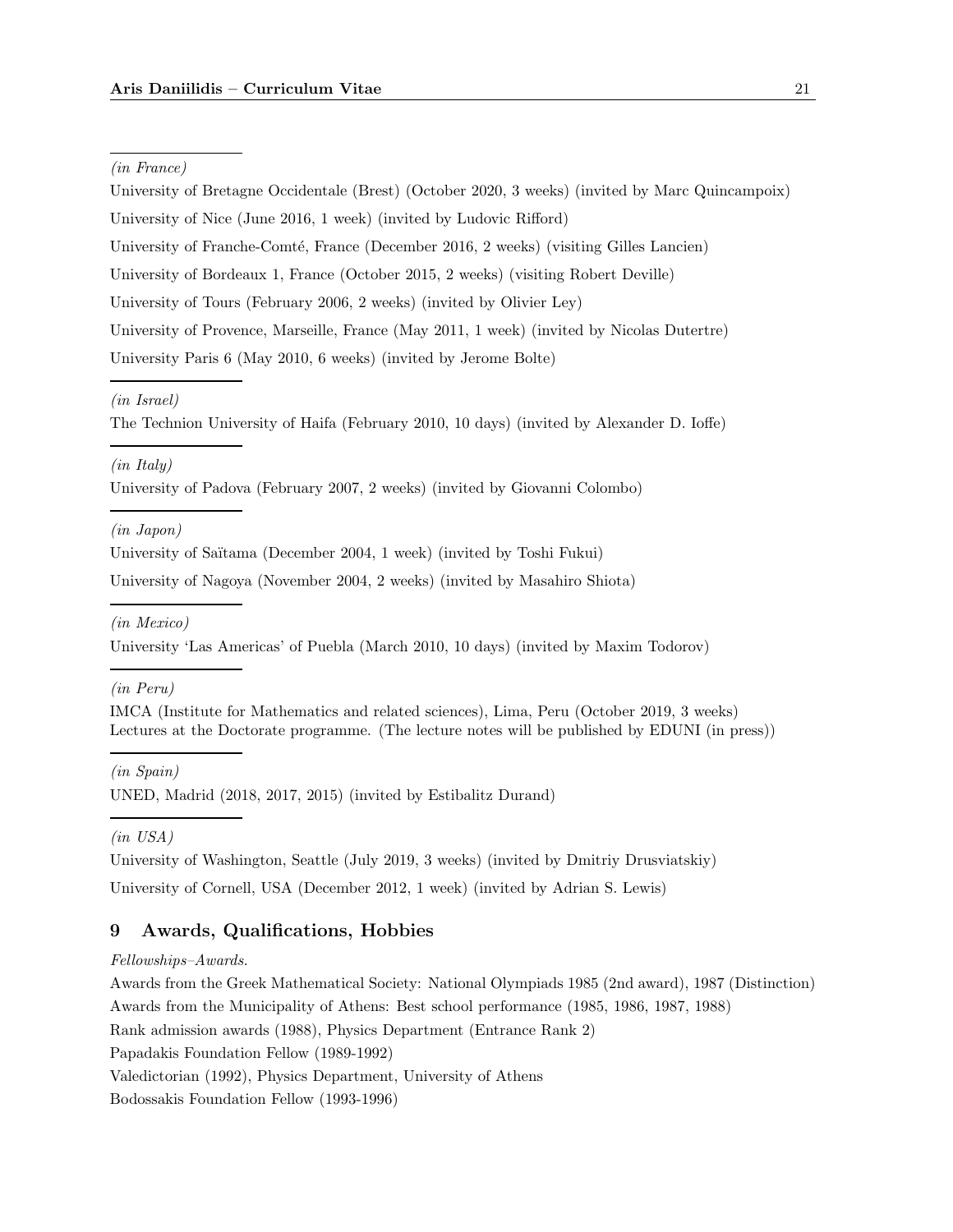*(in France)*

University of Bretagne Occidentale (Brest) (October 2020, 3 weeks) (invited by Marc Quincampoix)

University of Nice (June 2016, 1 week) (invited by Ludovic Rifford)

University of Franche-Comté, France (December 2016, 2 weeks) (visiting Gilles Lancien)

University of Bordeaux 1, France (October 2015, 2 weeks) (visiting Robert Deville)

University of Tours (February 2006, 2 weeks) (invited by Olivier Ley)

University of Provence, Marseille, France (May 2011, 1 week) (invited by Nicolas Dutertre)

University Paris 6 (May 2010, 6 weeks) (invited by Jerome Bolte)

---

*(in Israel)*

The Technion University of Haifa (February 2010, 10 days) (invited by Alexander D. Ioffe)

---

*(in Italy)*

University of Padova (February 2007, 2 weeks) (invited by Giovanni Colombo)

---

*(in Japon)*

University of Saïtama (December 2004, 1 week) (invited by Toshi Fukui)

University of Nagoya (November 2004, 2 weeks) (invited by Masahiro Shiota)

---

*(in Mexico)*

University 'Las Americas' of Puebla (March 2010, 10 days) (invited by Maxim Todorov)

---

*(in Peru)*

IMCA (Institute for Mathematics and related sciences), Lima, Peru (October 2019, 3 weeks)
Lectures at the Doctorate programme. (The lecture notes will be published by EDUNI (in press))

---

*(in Spain)*

UNED, Madrid (2018, 2017, 2015) (invited by Estibalitz Durand)

---

*(in USA)*

University of Washington, Seattle (July 2019, 3 weeks) (invited by Dmitriy Drusviatskiy)

University of Cornell, USA (December 2012, 1 week) (invited by Adrian S. Lewis)

## 9 Awards, Qualifications, Hobbies

*Fellowships–Awards.*

Awards from the Greek Mathematical Society: National Olympiads 1985 (2nd award), 1987 (Distinction)

Awards from the Municipality of Athens: Best school performance (1985, 1986, 1987, 1988)

Rank admission awards (1988), Physics Department (Entrance Rank 2)

Papadakis Foundation Fellow (1989-1992)

Valedictorian (1992), Physics Department, University of Athens

Bodossakis Foundation Fellow (1993-1996)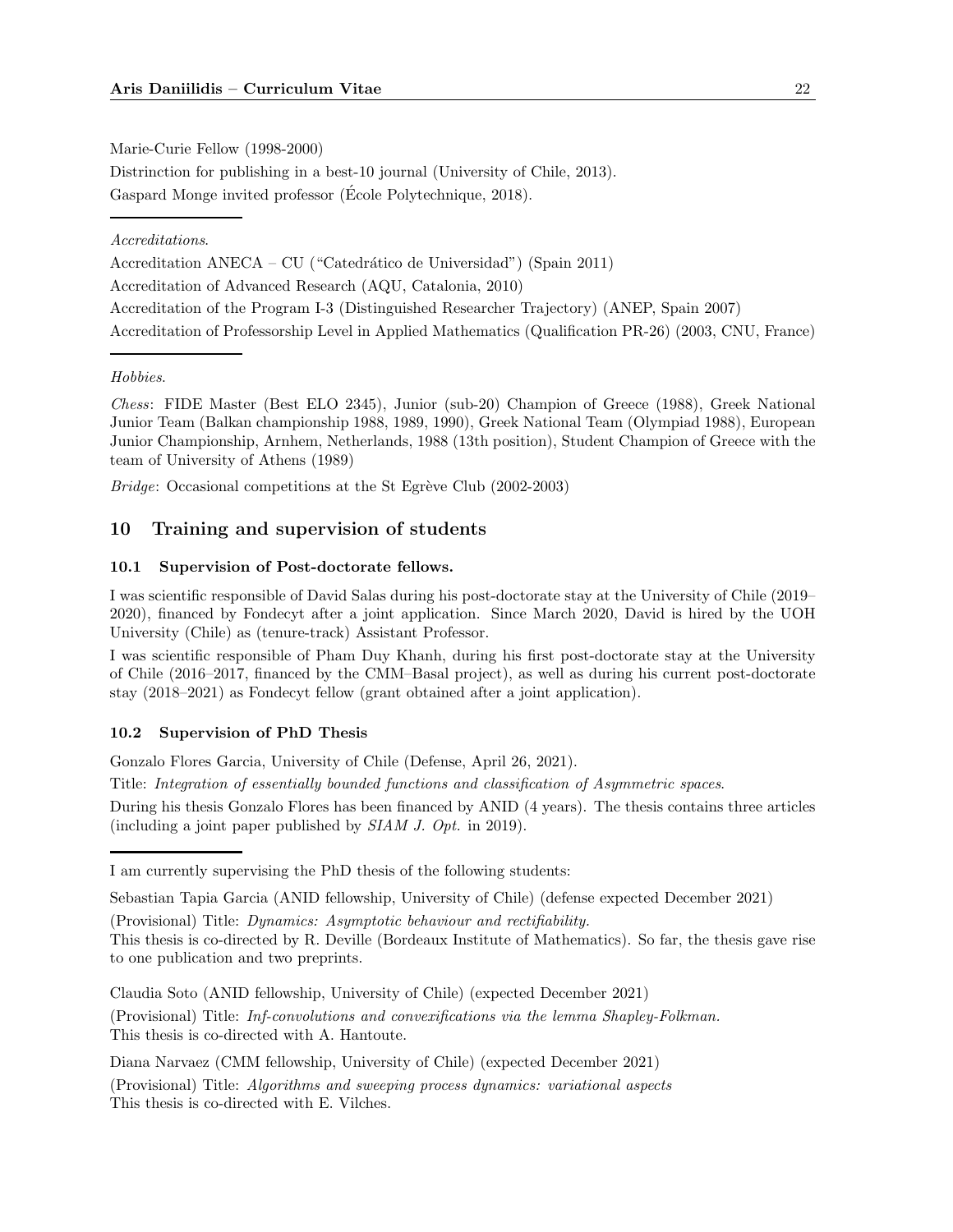Marie-Curie Fellow (1998-2000)

Distrinction for publishing in a best-10 journal (University of Chile, 2013).

Gaspard Monge invited professor (École Polytechnique, 2018).

---

*Accreditations.*

Accreditation ANECA – CU ("Catedrático de Universidad") (Spain 2011)

Accreditation of Advanced Research (AQU, Catalonia, 2010)

Accreditation of the Program I-3 (Distinguished Researcher Trajectory) (ANEP, Spain 2007)

Accreditation of Professorship Level in Applied Mathematics (Qualification PR-26) (2003, CNU, France)

---

*Hobbies.*

*Chess*: FIDE Master (Best ELO 2345), Junior (sub-20) Champion of Greece (1988), Greek National Junior Team (Balkan championship 1988, 1989, 1990), Greek National Team (Olympiad 1988), European Junior Championship, Arnhem, Netherlands, 1988 (13th position), Student Champion of Greece with the team of University of Athens (1989)

*Bridge*: Occasional competitions at the St Egrève Club (2002-2003)

## 10 Training and supervision of students

### 10.1 Supervision of Post-doctorate fellows.

I was scientific responsible of David Salas during his post-doctorate stay at the University of Chile (2019–2020), financed by Fondecyt after a joint application. Since March 2020, David is hired by the UOH University (Chile) as (tenure-track) Assistant Professor.

I was scientific responsible of Pham Duy Khanh, during his first post-doctorate stay at the University of Chile (2016–2017, financed by the CMM–Basal project), as well as during his current post-doctorate stay (2018–2021) as Fondecyt fellow (grant obtained after a joint application).

### 10.2 Supervision of PhD Thesis

Gonzalo Flores Garcia, University of Chile (Defense, April 26, 2021).

Title: *Integration of essentially bounded functions and classification of Asymmetric spaces.*

During his thesis Gonzalo Flores has been financed by ANID (4 years). The thesis contains three articles (including a joint paper published by *SIAM J. Opt.* in 2019).

---

I am currently supervising the PhD thesis of the following students:

Sebastian Tapia Garcia (ANID fellowship, University of Chile) (defense expected December 2021)

(Provisional) Title: *Dynamics: Asymptotic behaviour and rectifiability.*

This thesis is co-directed by R. Deville (Bordeaux Institute of Mathematics). So far, the thesis gave rise to one publication and two preprints.

Claudia Soto (ANID fellowship, University of Chile) (expected December 2021)

(Provisional) Title: *Inf-convolutions and convexifications via the lemma Shapley-Folkman.*

This thesis is co-directed with A. Hantoute.

Diana Narvaez (CMM fellowship, University of Chile) (expected December 2021)

(Provisional) Title: *Algorithms and sweeping process dynamics: variational aspects*

This thesis is co-directed with E. Vilches.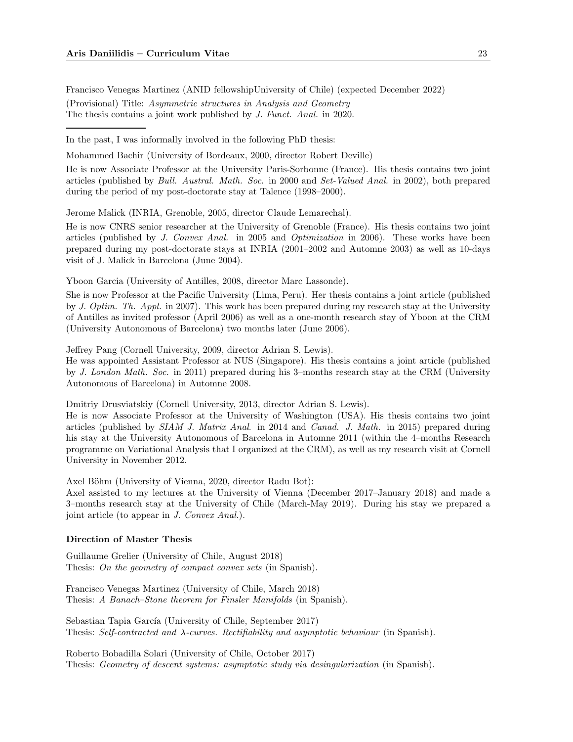Francisco Venegas Martinez (ANID fellowshipUniversity of Chile) (expected December 2022)

(Provisional) Title: *Asymmetric structures in Analysis and Geometry*
The thesis contains a joint work published by *J. Funct. Anal.* in 2020.

---

In the past, I was informally involved in the following PhD thesis:

Mohammed Bachir (University of Bordeaux, 2000, director Robert Deville)

He is now Associate Professor at the University Paris-Sorbonne (France). His thesis contains two joint articles (published by *Bull. Austral. Math. Soc.* in 2000 and *Set-Valued Anal.* in 2002), both prepared during the period of my post-doctorate stay at Talence (1998–2000).

Jerome Malick (INRIA, Grenoble, 2005, director Claude Lemarechal).

He is now CNRS senior researcher at the University of Grenoble (France). His thesis contains two joint articles (published by *J. Convex Anal.* in 2005 and *Optimization* in 2006). These works have been prepared during my post-doctorate stays at INRIA (2001–2002 and Automne 2003) as well as 10-days visit of J. Malick in Barcelona (June 2004).

Yboon Garcia (University of Antilles, 2008, director Marc Lassonde).

She is now Professor at the Pacific University (Lima, Peru). Her thesis contains a joint article (published by *J. Optim. Th. Appl.* in 2007). This work has been prepared during my research stay at the University of Antilles as invited professor (April 2006) as well as a one-month research stay of Yboon at the CRM (University Autonomous of Barcelona) two months later (June 2006).

Jeffrey Pang (Cornell University, 2009, director Adrian S. Lewis).
He was appointed Assistant Professor at NUS (Singapore). His thesis contains a joint article (published by *J. London Math. Soc.* in 2011) prepared during his 3–months research stay at the CRM (University Autonomous of Barcelona) in Automne 2008.

Dmitriy Drusviatskiy (Cornell University, 2013, director Adrian S. Lewis).
He is now Associate Professor at the University of Washington (USA). His thesis contains two joint articles (published by *SIAM J. Matrix Anal.* in 2014 and *Canad. J. Math.* in 2015) prepared during his stay at the University Autonomous of Barcelona in Automne 2011 (within the 4–months Research programme on Variational Analysis that I organized at the CRM), as well as my research visit at Cornell University in November 2012.

Axel Böhm (University of Vienna, 2020, director Radu Bot):
Axel assisted to my lectures at the University of Vienna (December 2017–January 2018) and made a 3–months research stay at the University of Chile (March-May 2019). During his stay we prepared a joint article (to appear in *J. Convex Anal.*).

**Direction of Master Thesis**

Guillaume Grelier (University of Chile, August 2018)
Thesis: *On the geometry of compact convex sets* (in Spanish).

Francisco Venegas Martinez (University of Chile, March 2018)
Thesis: *A Banach–Stone theorem for Finsler Manifolds* (in Spanish).

Sebastian Tapia García (University of Chile, September 2017)
Thesis: *Self-contracted and* $\lambda$*-curves. Rectifiability and asymptotic behaviour* (in Spanish).

Roberto Bobadilla Solari (University of Chile, October 2017)
Thesis: *Geometry of descent systems: asymptotic study via desingularization* (in Spanish).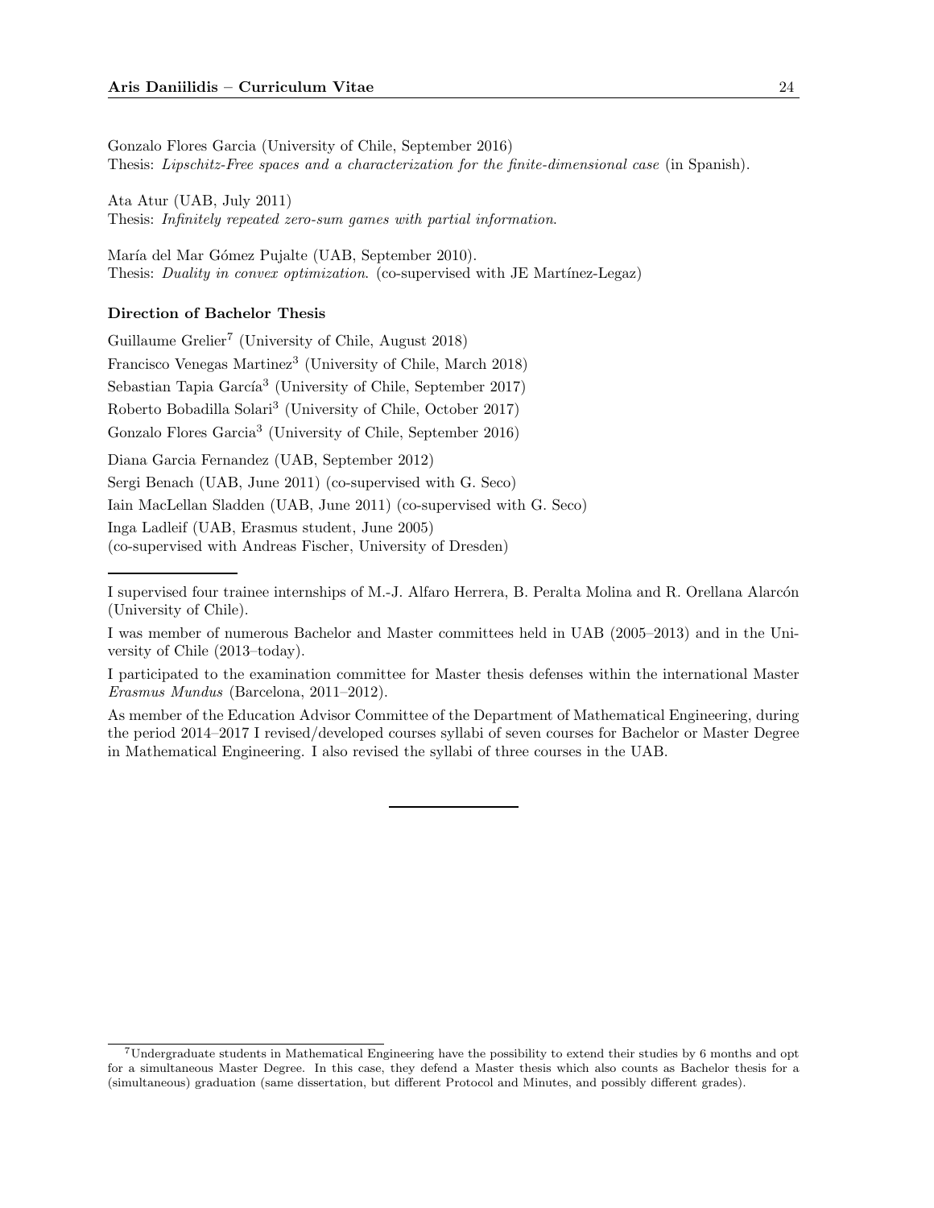Gonzalo Flores Garcia (University of Chile, September 2016)
Thesis: *Lipschitz-Free spaces and a characterization for the finite-dimensional case* (in Spanish).

Ata Atur (UAB, July 2011)
Thesis: *Infinitely repeated zero-sum games with partial information*.

María del Mar Gómez Pujalte (UAB, September 2010).
Thesis: *Duality in convex optimization*. (co-supervised with JE Martínez-Legaz)

**Direction of Bachelor Thesis**

Guillaume Grelier[7] (University of Chile, August 2018)
Francisco Venegas Martinez[3] (University of Chile, March 2018)
Sebastian Tapia García[3] (University of Chile, September 2017)
Roberto Bobadilla Solari[3] (University of Chile, October 2017)
Gonzalo Flores Garcia[3] (University of Chile, September 2016)

Diana Garcia Fernandez (UAB, September 2012)
Sergi Benach (UAB, June 2011) (co-supervised with G. Seco)
Iain MacLellan Sladden (UAB, June 2011) (co-supervised with G. Seco)
Inga Ladleif (UAB, Erasmus student, June 2005)
(co-supervised with Andreas Fischer, University of Dresden)

---

I supervised four trainee internships of M.-J. Alfaro Herrera, B. Peralta Molina and R. Orellana Alarcón (University of Chile).

I was member of numerous Bachelor and Master committees held in UAB (2005–2013) and in the University of Chile (2013–today).

I participated to the examination committee for Master thesis defenses within the international Master *Erasmus Mundus* (Barcelona, 2011–2012).

As member of the Education Advisor Committee of the Department of Mathematical Engineering, during the period 2014–2017 I revised/developed courses syllabi of seven courses for Bachelor or Master Degree in Mathematical Engineering. I also revised the syllabi of three courses in the UAB.

---

[7] Undergraduate students in Mathematical Engineering have the possibility to extend their studies by 6 months and opt for a simultaneous Master Degree. In this case, they defend a Master thesis which also counts as Bachelor thesis for a (simultaneous) graduation (same dissertation, but different Protocol and Minutes, and possibly different grades).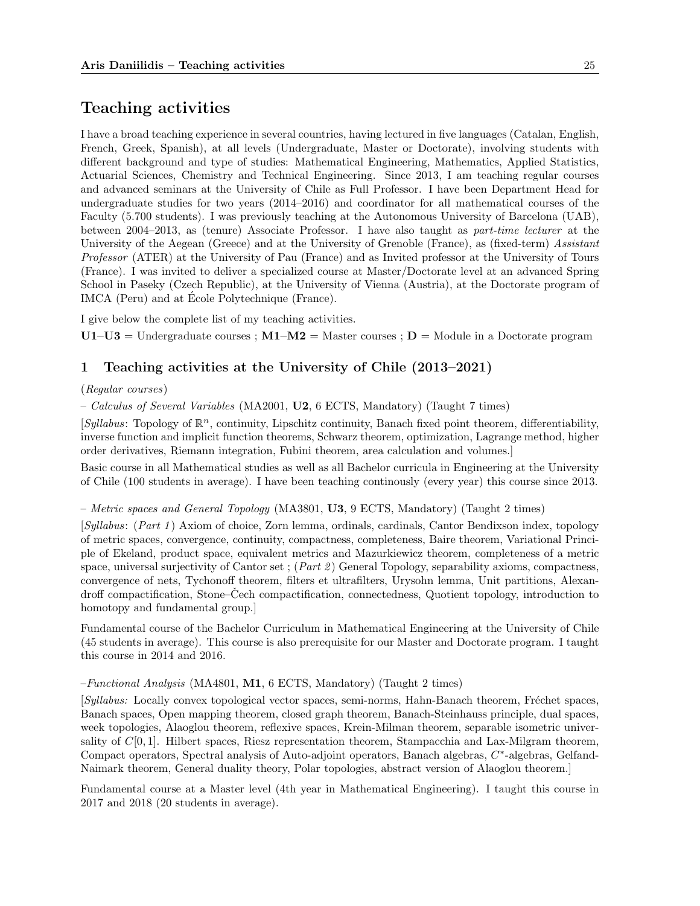# Teaching activities

I have a broad teaching experience in several countries, having lectured in five languages (Catalan, English, French, Greek, Spanish), at all levels (Undergraduate, Master or Doctorate), involving students with different background and type of studies: Mathematical Engineering, Mathematics, Applied Statistics, Actuarial Sciences, Chemistry and Technical Engineering. Since 2013, I am teaching regular courses and advanced seminars at the University of Chile as Full Professor. I have been Department Head for undergraduate studies for two years (2014–2016) and coordinator for all mathematical courses of the Faculty (5.700 students). I was previously teaching at the Autonomous University of Barcelona (UAB), between 2004–2013, as (tenure) Associate Professor. I have also taught as *part-time lecturer* at the University of the Aegean (Greece) and at the University of Grenoble (France), as (fixed-term) *Assistant Professor* (ATER) at the University of Pau (France) and as Invited professor at the University of Tours (France). I was invited to deliver a specialized course at Master/Doctorate level at an advanced Spring School in Paseky (Czech Republic), at the University of Vienna (Austria), at the Doctorate program of IMCA (Peru) and at École Polytechnique (France).

I give below the complete list of my teaching activities.

**U1–U3** = Undergraduate courses ; **M1–M2** = Master courses ; **D** = Module in a Doctorate program

## 1 Teaching activities at the University of Chile (2013–2021)

(*Regular courses*)

– *Calculus of Several Variables* (MA2001, **U2**, 6 ECTS, Mandatory) (Taught 7 times)

[*Syllabus*: Topology of $\mathbb{R}^n$, continuity, Lipschitz continuity, Banach fixed point theorem, differentiability, inverse function and implicit function theorems, Schwarz theorem, optimization, Lagrange method, higher order derivatives, Riemann integration, Fubini theorem, area calculation and volumes.]

Basic course in all Mathematical studies as well as all Bachelor curricula in Engineering at the University of Chile (100 students in average). I have been teaching continously (every year) this course since 2013.

– *Metric spaces and General Topology* (MA3801, **U3**, 9 ECTS, Mandatory) (Taught 2 times)

[*Syllabus*: (*Part 1*) Axiom of choice, Zorn lemma, ordinals, cardinals, Cantor Bendixson index, topology of metric spaces, convergence, continuity, compactness, completeness, Baire theorem, Variational Principle of Ekeland, product space, equivalent metrics and Mazurkiewicz theorem, completeness of a metric space, universal surjectivity of Cantor set ; (*Part 2*) General Topology, separability axioms, compactness, convergence of nets, Tychonoff theorem, filters et ultrafilters, Urysohn lemma, Unit partitions, Alexandroff compactification, Stone–Čech compactification, connectedness, Quotient topology, introduction to homotopy and fundamental group.]

Fundamental course of the Bachelor Curriculum in Mathematical Engineering at the University of Chile (45 students in average). This course is also prerequisite for our Master and Doctorate program. I taught this course in 2014 and 2016.

–*Functional Analysis* (MA4801, **M1**, 6 ECTS, Mandatory) (Taught 2 times)

[*Syllabus:* Locally convex topological vector spaces, semi-norms, Hahn-Banach theorem, Fréchet spaces, Banach spaces, Open mapping theorem, closed graph theorem, Banach-Steinhauss principle, dual spaces, week topologies, Alaoglou theorem, reflexive spaces, Krein-Milman theorem, separable isometric universality of $C[0,1]$. Hilbert spaces, Riesz representation theorem, Stampacchia and Lax-Milgram theorem, Compact operators, Spectral analysis of Auto-adjoint operators, Banach algebras, $C^*$-algebras, Gelfand-Naimark theorem, General duality theory, Polar topologies, abstract version of Alaoglou theorem.]

Fundamental course at a Master level (4th year in Mathematical Engineering). I taught this course in 2017 and 2018 (20 students in average).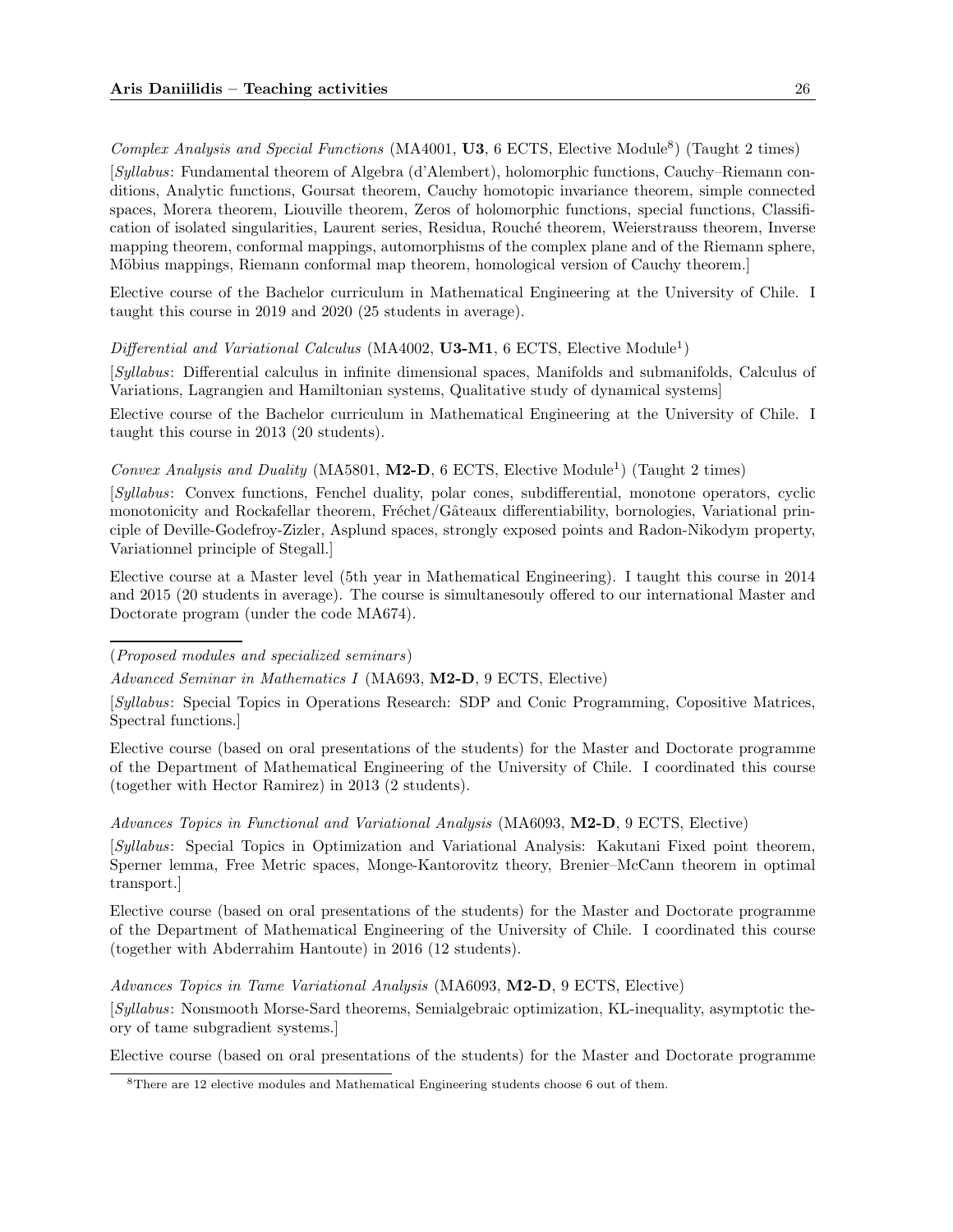*Complex Analysis and Special Functions* (MA4001, **U3**, 6 ECTS, Elective Module[8]) (Taught 2 times)

[*Syllabus*: Fundamental theorem of Algebra (d'Alembert), holomorphic functions, Cauchy–Riemann conditions, Analytic functions, Goursat theorem, Cauchy homotopic invariance theorem, simple connected spaces, Morera theorem, Liouville theorem, Zeros of holomorphic functions, special functions, Classification of isolated singularities, Laurent series, Residua, Rouché theorem, Weierstrauss theorem, Inverse mapping theorem, conformal mappings, automorphisms of the complex plane and of the Riemann sphere, Möbius mappings, Riemann conformal map theorem, homological version of Cauchy theorem.]

Elective course of the Bachelor curriculum in Mathematical Engineering at the University of Chile. I taught this course in 2019 and 2020 (25 students in average).

*Differential and Variational Calculus* (MA4002, **U3-M1**, 6 ECTS, Elective Module[1])

[*Syllabus*: Differential calculus in infinite dimensional spaces, Manifolds and submanifolds, Calculus of Variations, Lagrangien and Hamiltonian systems, Qualitative study of dynamical systems]

Elective course of the Bachelor curriculum in Mathematical Engineering at the University of Chile. I taught this course in 2013 (20 students).

*Convex Analysis and Duality* (MA5801, **M2-D**, 6 ECTS, Elective Module[1]) (Taught 2 times)

[*Syllabus*: Convex functions, Fenchel duality, polar cones, subdifferential, monotone operators, cyclic monotonicity and Rockafellar theorem, Fréchet/Gâteaux differentiability, bornologies, Variational principle of Deville-Godefroy-Zizler, Asplund spaces, strongly exposed points and Radon-Nikodym property, Variationnel principle of Stegall.]

Elective course at a Master level (5th year in Mathematical Engineering). I taught this course in 2014 and 2015 (20 students in average). The course is simultanesouly offered to our international Master and Doctorate program (under the code MA674).

---

(*Proposed modules and specialized seminars*)

*Advanced Seminar in Mathematics I* (MA693, **M2-D**, 9 ECTS, Elective)

[*Syllabus*: Special Topics in Operations Research: SDP and Conic Programming, Copositive Matrices, Spectral functions.]

Elective course (based on oral presentations of the students) for the Master and Doctorate programme of the Department of Mathematical Engineering of the University of Chile. I coordinated this course (together with Hector Ramirez) in 2013 (2 students).

*Advances Topics in Functional and Variational Analysis* (MA6093, **M2-D**, 9 ECTS, Elective)

[*Syllabus*: Special Topics in Optimization and Variational Analysis: Kakutani Fixed point theorem, Sperner lemma, Free Metric spaces, Monge-Kantorovitz theory, Brenier–McCann theorem in optimal transport.]

Elective course (based on oral presentations of the students) for the Master and Doctorate programme of the Department of Mathematical Engineering of the University of Chile. I coordinated this course (together with Abderrahim Hantoute) in 2016 (12 students).

*Advances Topics in Tame Variational Analysis* (MA6093, **M2-D**, 9 ECTS, Elective)

[*Syllabus*: Nonsmooth Morse-Sard theorems, Semialgebraic optimization, KL-inequality, asymptotic theory of tame subgradient systems.]

Elective course (based on oral presentations of the students) for the Master and Doctorate programme

---

[8] There are 12 elective modules and Mathematical Engineering students choose 6 out of them.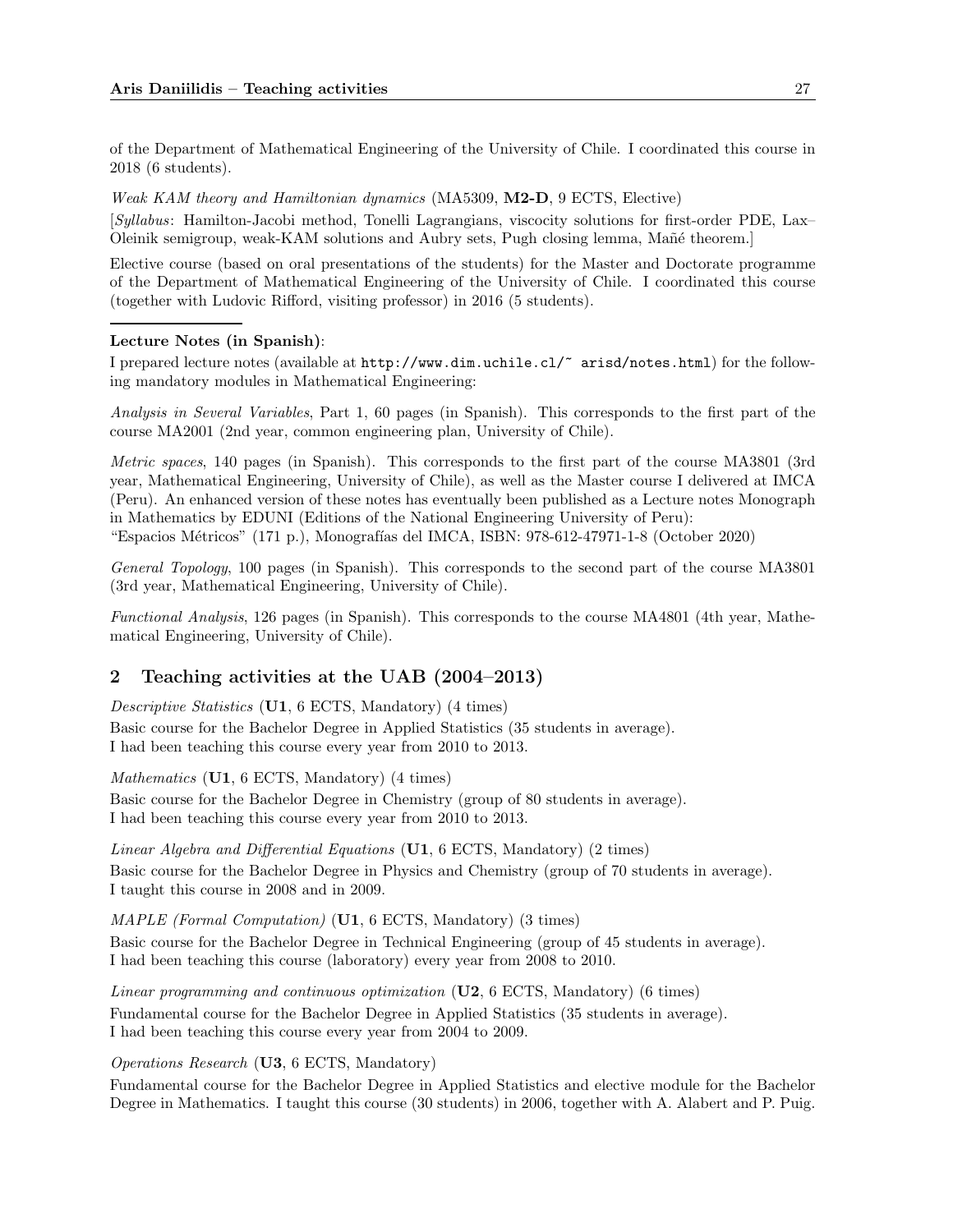of the Department of Mathematical Engineering of the University of Chile. I coordinated this course in 2018 (6 students).

*Weak KAM theory and Hamiltonian dynamics* (MA5309, **M2-D**, 9 ECTS, Elective)

[*Syllabus*: Hamilton-Jacobi method, Tonelli Lagrangians, viscocity solutions for first-order PDE, Lax–Oleinik semigroup, weak-KAM solutions and Aubry sets, Pugh closing lemma, Mañé theorem.]

Elective course (based on oral presentations of the students) for the Master and Doctorate programme of the Department of Mathematical Engineering of the University of Chile. I coordinated this course (together with Ludovic Rifford, visiting professor) in 2016 (5 students).

---

**Lecture Notes (in Spanish)**:

I prepared lecture notes (available at `http://www.dim.uchile.cl/~ arisd/notes.html`) for the following mandatory modules in Mathematical Engineering:

*Analysis in Several Variables*, Part 1, 60 pages (in Spanish). This corresponds to the first part of the course MA2001 (2nd year, common engineering plan, University of Chile).

*Metric spaces*, 140 pages (in Spanish). This corresponds to the first part of the course MA3801 (3rd year, Mathematical Engineering, University of Chile), as well as the Master course I delivered at IMCA (Peru). An enhanced version of these notes has eventually been published as a Lecture notes Monograph in Mathematics by EDUNI (Editions of the National Engineering University of Peru):
"Espacios Métricos" (171 p.), Monografías del IMCA, ISBN: 978-612-47971-1-8 (October 2020)

*General Topology*, 100 pages (in Spanish). This corresponds to the second part of the course MA3801 (3rd year, Mathematical Engineering, University of Chile).

*Functional Analysis*, 126 pages (in Spanish). This corresponds to the course MA4801 (4th year, Mathematical Engineering, University of Chile).

## 2 Teaching activities at the UAB (2004–2013)

*Descriptive Statistics* (**U1**, 6 ECTS, Mandatory) (4 times)
Basic course for the Bachelor Degree in Applied Statistics (35 students in average).
I had been teaching this course every year from 2010 to 2013.

*Mathematics* (**U1**, 6 ECTS, Mandatory) (4 times)
Basic course for the Bachelor Degree in Chemistry (group of 80 students in average).
I had been teaching this course every year from 2010 to 2013.

*Linear Algebra and Differential Equations* (**U1**, 6 ECTS, Mandatory) (2 times)
Basic course for the Bachelor Degree in Physics and Chemistry (group of 70 students in average).
I taught this course in 2008 and in 2009.

*MAPLE (Formal Computation)* (**U1**, 6 ECTS, Mandatory) (3 times)
Basic course for the Bachelor Degree in Technical Engineering (group of 45 students in average).
I had been teaching this course (laboratory) every year from 2008 to 2010.

*Linear programming and continuous optimization* (**U2**, 6 ECTS, Mandatory) (6 times)
Fundamental course for the Bachelor Degree in Applied Statistics (35 students in average).
I had been teaching this course every year from 2004 to 2009.

*Operations Research* (**U3**, 6 ECTS, Mandatory)
Fundamental course for the Bachelor Degree in Applied Statistics and elective module for the Bachelor Degree in Mathematics. I taught this course (30 students) in 2006, together with A. Alabert and P. Puig.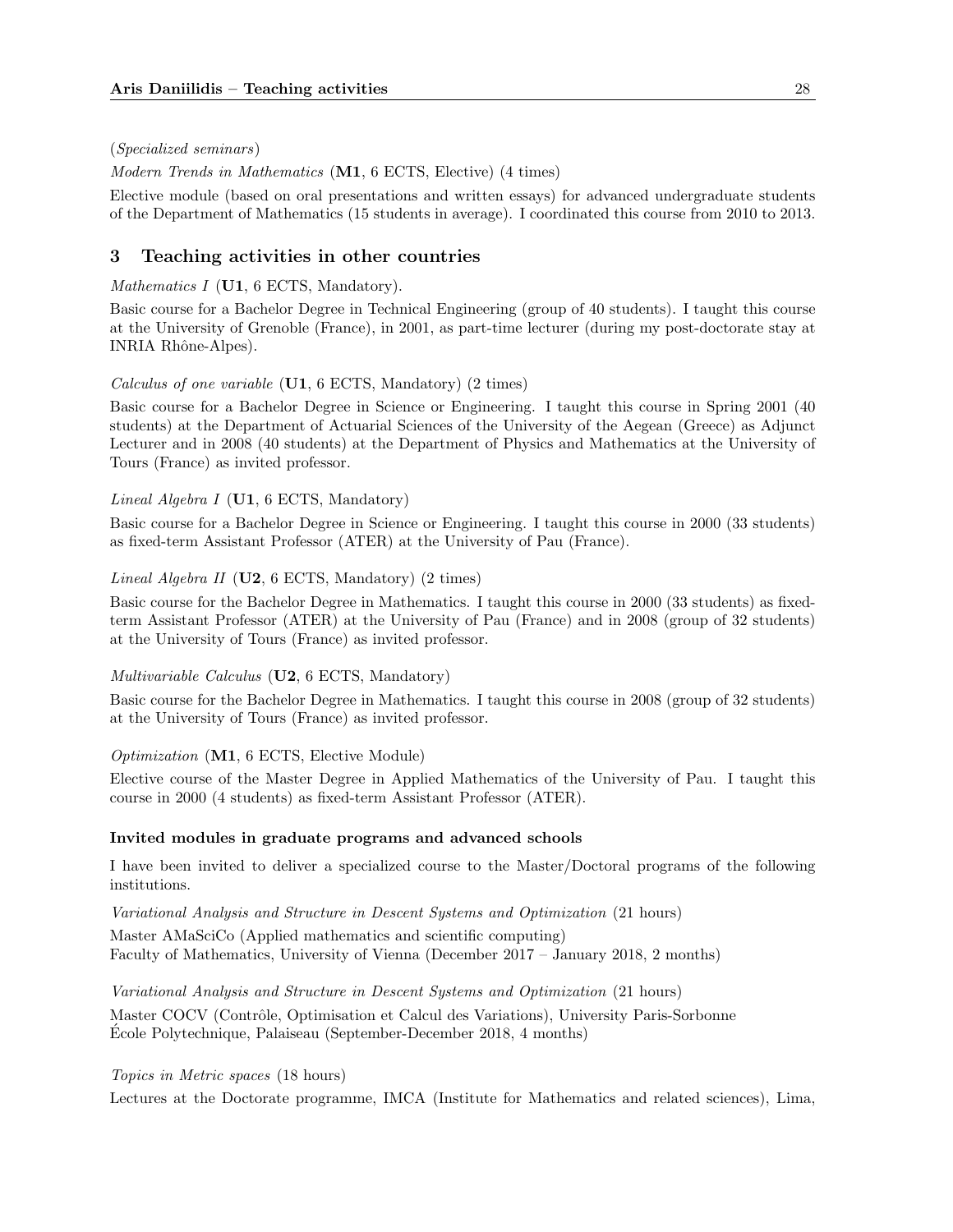(*Specialized seminars*)

*Modern Trends in Mathematics* (**M1**, 6 ECTS, Elective) (4 times)

Elective module (based on oral presentations and written essays) for advanced undergraduate students of the Department of Mathematics (15 students in average). I coordinated this course from 2010 to 2013.

## 3 Teaching activities in other countries

*Mathematics I* (**U1**, 6 ECTS, Mandatory).

Basic course for a Bachelor Degree in Technical Engineering (group of 40 students). I taught this course at the University of Grenoble (France), in 2001, as part-time lecturer (during my post-doctorate stay at INRIA Rhône-Alpes).

*Calculus of one variable* (**U1**, 6 ECTS, Mandatory) (2 times)

Basic course for a Bachelor Degree in Science or Engineering. I taught this course in Spring 2001 (40 students) at the Department of Actuarial Sciences of the University of the Aegean (Greece) as Adjunct Lecturer and in 2008 (40 students) at the Department of Physics and Mathematics at the University of Tours (France) as invited professor.

*Lineal Algebra I* (**U1**, 6 ECTS, Mandatory)

Basic course for a Bachelor Degree in Science or Engineering. I taught this course in 2000 (33 students) as fixed-term Assistant Professor (ATER) at the University of Pau (France).

*Lineal Algebra II* (**U2**, 6 ECTS, Mandatory) (2 times)

Basic course for the Bachelor Degree in Mathematics. I taught this course in 2000 (33 students) as fixed-term Assistant Professor (ATER) at the University of Pau (France) and in 2008 (group of 32 students) at the University of Tours (France) as invited professor.

*Multivariable Calculus* (**U2**, 6 ECTS, Mandatory)

Basic course for the Bachelor Degree in Mathematics. I taught this course in 2008 (group of 32 students) at the University of Tours (France) as invited professor.

*Optimization* (**M1**, 6 ECTS, Elective Module)

Elective course of the Master Degree in Applied Mathematics of the University of Pau. I taught this course in 2000 (4 students) as fixed-term Assistant Professor (ATER).

### Invited modules in graduate programs and advanced schools

I have been invited to deliver a specialized course to the Master/Doctoral programs of the following institutions.

*Variational Analysis and Structure in Descent Systems and Optimization* (21 hours)
Master AMaSciCo (Applied mathematics and scientific computing)
Faculty of Mathematics, University of Vienna (December 2017 – January 2018, 2 months)

*Variational Analysis and Structure in Descent Systems and Optimization* (21 hours)
Master COCV (Contrôle, Optimisation et Calcul des Variations), University Paris-Sorbonne
École Polytechnique, Palaiseau (September-December 2018, 4 months)

*Topics in Metric spaces* (18 hours)
Lectures at the Doctorate programme, IMCA (Institute for Mathematics and related sciences), Lima,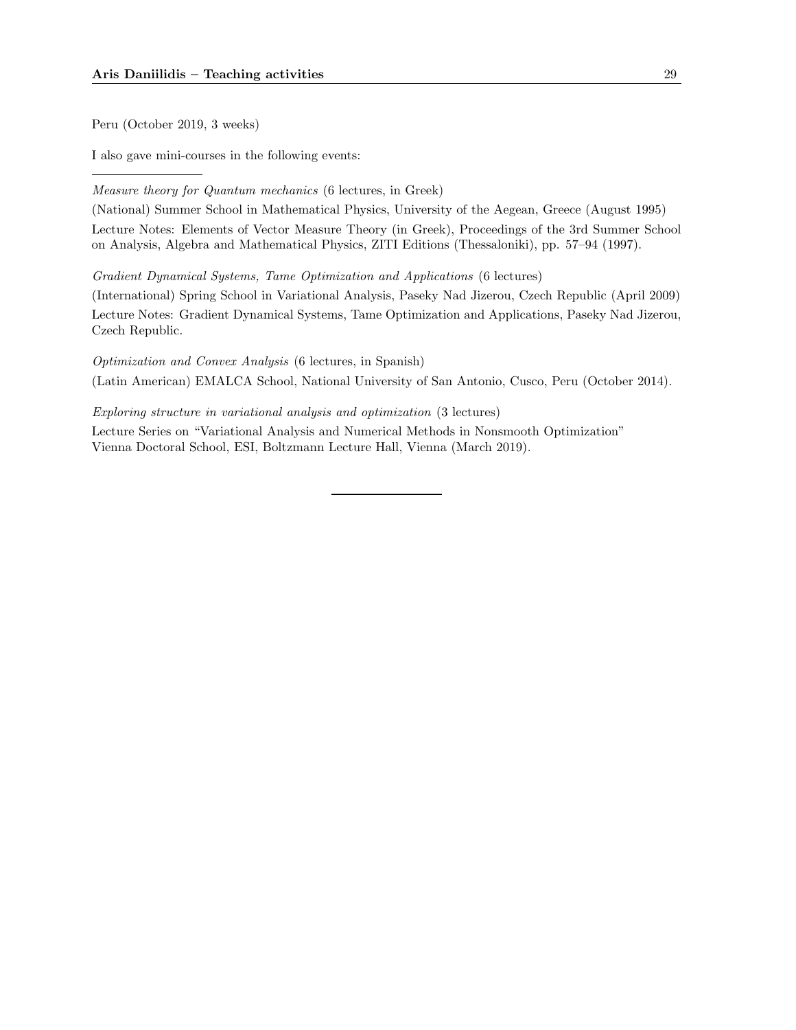Peru (October 2019, 3 weeks)

I also gave mini-courses in the following events:

---

*Measure theory for Quantum mechanics* (6 lectures, in Greek)

(National) Summer School in Mathematical Physics, University of the Aegean, Greece (August 1995)

Lecture Notes: Elements of Vector Measure Theory (in Greek), Proceedings of the 3rd Summer School on Analysis, Algebra and Mathematical Physics, ZITI Editions (Thessaloniki), pp. 57–94 (1997).

*Gradient Dynamical Systems, Tame Optimization and Applications* (6 lectures)

(International) Spring School in Variational Analysis, Paseky Nad Jizerou, Czech Republic (April 2009)

Lecture Notes: Gradient Dynamical Systems, Tame Optimization and Applications, Paseky Nad Jizerou, Czech Republic.

*Optimization and Convex Analysis* (6 lectures, in Spanish)

(Latin American) EMALCA School, National University of San Antonio, Cusco, Peru (October 2014).

*Exploring structure in variational analysis and optimization* (3 lectures)

Lecture Series on "Variational Analysis and Numerical Methods in Nonsmooth Optimization"
Vienna Doctoral School, ESI, Boltzmann Lecture Hall, Vienna (March 2019).

---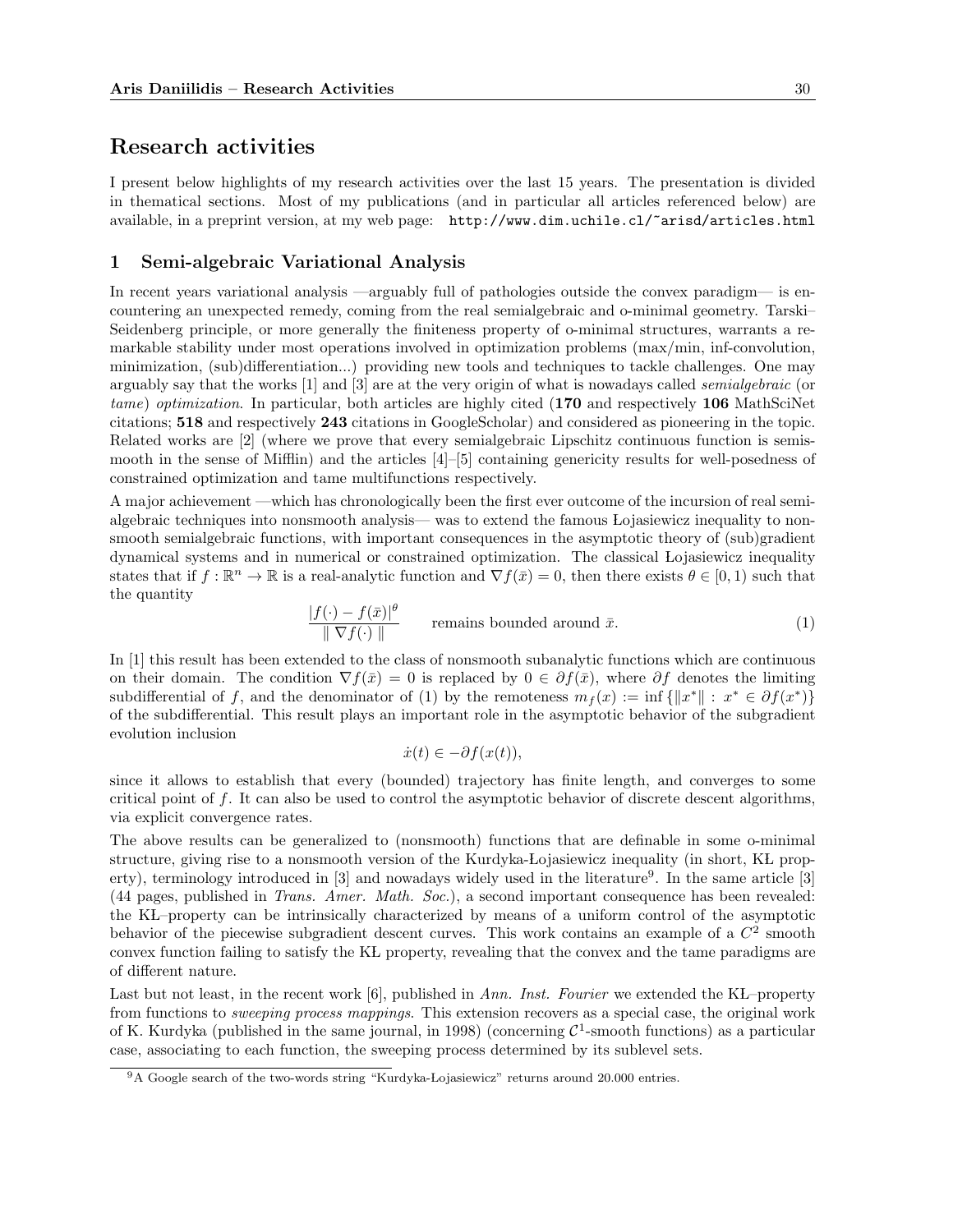# Research activities

I present below highlights of my research activities over the last 15 years. The presentation is divided in thematical sections. Most of my publications (and in particular all articles referenced below) are available, in a preprint version, at my web page: `http://www.dim.uchile.cl/~arisd/articles.html`

## 1 Semi-algebraic Variational Analysis

In recent years variational analysis —arguably full of pathologies outside the convex paradigm— is encountering an unexpected remedy, coming from the real semialgebraic and o-minimal geometry. Tarski–Seidenberg principle, or more generally the finiteness property of o-minimal structures, warrants a remarkable stability under most operations involved in optimization problems (max/min, inf-convolution, minimization, (sub)differentiation...) providing new tools and techniques to tackle challenges. One may arguably say that the works [1] and [3] are at the very origin of what is nowadays called *semialgebraic* (or *tame*) *optimization*. In particular, both articles are highly cited (**170** and respectively **106** MathSciNet citations; **518** and respectively **243** citations in GoogleScholar) and considered as pioneering in the topic. Related works are [2] (where we prove that every semialgebraic Lipschitz continuous function is semismooth in the sense of Mifflin) and the articles [4]–[5] containing genericity results for well-posedness of constrained optimization and tame multifunctions respectively.

A major achievement —which has chronologically been the first ever outcome of the incursion of real semialgebraic techniques into nonsmooth analysis— was to extend the famous Łojasiewicz inequality to nonsmooth semialgebraic functions, with important consequences in the asymptotic theory of (sub)gradient dynamical systems and in numerical or constrained optimization. The classical Łojasiewicz inequality states that if $f : \mathbb{R}^n \to \mathbb{R}$ is a real-analytic function and $\nabla f(\bar{x}) = 0$, then there exists $\theta \in [0, 1)$ such that the quantity

$$\frac{|f(\cdot) - f(\bar{x})|^{\theta}}{\| \nabla f(\cdot) \|} \qquad \text{remains bounded around } \bar{x}. \tag{1}$$

In [1] this result has been extended to the class of nonsmooth subanalytic functions which are continuous on their domain. The condition $\nabla f(\bar{x}) = 0$ is replaced by $0 \in \partial f(\bar{x})$, where $\partial f$ denotes the limiting subdifferential of $f$, and the denominator of (1) by the remoteness $m_f(x) := \inf \{\|x^*\| : x^* \in \partial f(x^*)\}$ of the subdifferential. This result plays an important role in the asymptotic behavior of the subgradient evolution inclusion

$$\dot{x}(t) \in -\partial f(x(t)),$$

since it allows to establish that every (bounded) trajectory has finite length, and converges to some critical point of $f$. It can also be used to control the asymptotic behavior of discrete descent algorithms, via explicit convergence rates.

The above results can be generalized to (nonsmooth) functions that are definable in some o-minimal structure, giving rise to a nonsmooth version of the Kurdyka-Łojasiewicz inequality (in short, KL property), terminology introduced in [3] and nowadays widely used in the literature[9]. In the same article [3] (44 pages, published in *Trans. Amer. Math. Soc.*), a second important consequence has been revealed: the KL–property can be intrinsically characterized by means of a uniform control of the asymptotic behavior of the piecewise subgradient descent curves. This work contains an example of a $C^2$ smooth convex function failing to satisfy the KL property, revealing that the convex and the tame paradigms are of different nature.

Last but not least, in the recent work [6], published in *Ann. Inst. Fourier* we extended the KL–property from functions to *sweeping process mappings*. This extension recovers as a special case, the original work of K. Kurdyka (published in the same journal, in 1998) (concerning $\mathcal{C}^1$-smooth functions) as a particular case, associating to each function, the sweeping process determined by its sublevel sets.

[9] A Google search of the two-words string "Kurdyka-Łojasiewicz" returns around 20.000 entries.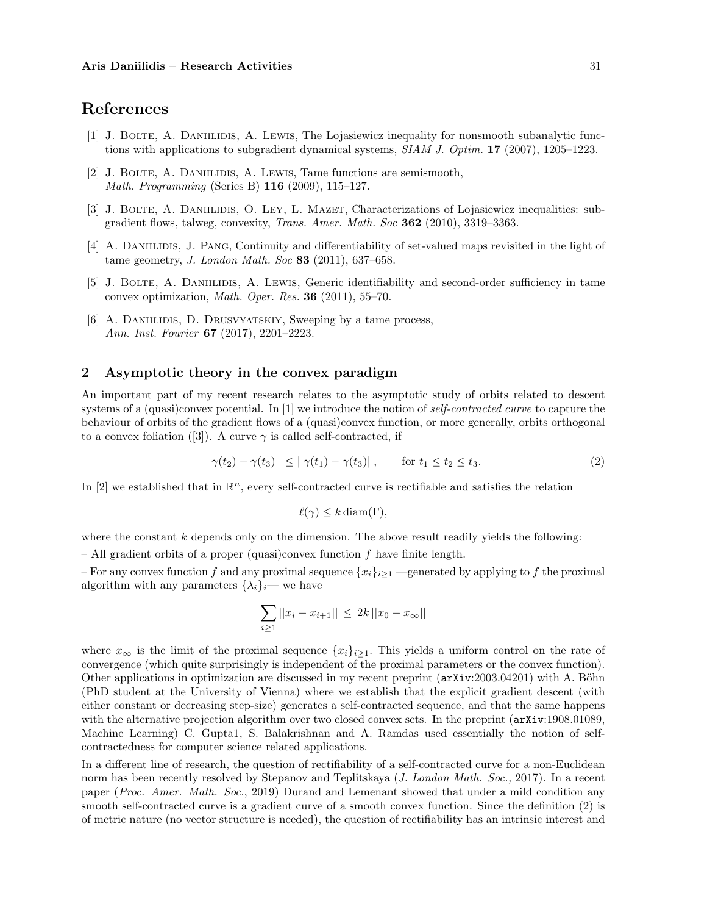## References

[1] J. Bolte, A. Daniilidis, A. Lewis, The Lojasiewicz inequality for nonsmooth subanalytic functions with applications to subgradient dynamical systems, *SIAM J. Optim.* **17** (2007), 1205–1223.

[2] J. Bolte, A. Daniilidis, A. Lewis, Tame functions are semismooth, *Math. Programming* (Series B) **116** (2009), 115–127.

[3] J. Bolte, A. Daniilidis, O. Ley, L. Mazet, Characterizations of Lojasiewicz inequalities: subgradient flows, talweg, convexity, *Trans. Amer. Math. Soc* **362** (2010), 3319–3363.

[4] A. Daniilidis, J. Pang, Continuity and differentiability of set-valued maps revisited in the light of tame geometry, *J. London Math. Soc* **83** (2011), 637–658.

[5] J. Bolte, A. Daniilidis, A. Lewis, Generic identifiability and second-order sufficiency in tame convex optimization, *Math. Oper. Res.* **36** (2011), 55–70.

[6] A. Daniilidis, D. Drusvyatskiy, Sweeping by a tame process, *Ann. Inst. Fourier* **67** (2017), 2201–2223.

## 2 Asymptotic theory in the convex paradigm

An important part of my recent research relates to the asymptotic study of orbits related to descent systems of a (quasi)convex potential. In [1] we introduce the notion of *self-contracted curve* to capture the behaviour of orbits of the gradient flows of a (quasi)convex function, or more generally, orbits orthogonal to a convex foliation ([3]). A curve $\gamma$ is called self-contracted, if

$$||\gamma(t_2) - \gamma(t_3)|| \leq ||\gamma(t_1) - \gamma(t_3)||, \qquad \text{for } t_1 \leq t_2 \leq t_3. \tag{2}$$

In [2] we established that in $\mathbb{R}^n$, every self-contracted curve is rectifiable and satisfies the relation

$$\ell(\gamma) \leq k \operatorname{diam}(\Gamma),$$

where the constant $k$ depends only on the dimension. The above result readily yields the following:

– All gradient orbits of a proper (quasi)convex function $f$ have finite length.

– For any convex function $f$ and any proximal sequence $\{x_i\}_{i\geq 1}$ —generated by applying to $f$ the proximal algorithm with any parameters $\{\lambda_i\}_i$— we have

$$\sum_{i\geq 1} ||x_i - x_{i+1}|| \;\leq\; 2k\, ||x_0 - x_\infty||$$

where $x_\infty$ is the limit of the proximal sequence $\{x_i\}_{i\geq 1}$. This yields a uniform control on the rate of convergence (which quite surprisingly is independent of the proximal parameters or the convex function). Other applications in optimization are discussed in my recent preprint (arXiv:2003.04201) with A. Böhn (PhD student at the University of Vienna) where we establish that the explicit gradient descent (with either constant or decreasing step-size) generates a self-contracted sequence, and that the same happens with the alternative projection algorithm over two closed convex sets. In the preprint (arXiv:1908.01089, Machine Learning) C. Gupta1, S. Balakrishnan and A. Ramdas used essentially the notion of self-contractedness for computer science related applications.

In a different line of research, the question of rectifiability of a self-contracted curve for a non-Euclidean norm has been recently resolved by Stepanov and Teplitskaya (*J. London Math. Soc.,* 2017). In a recent paper (*Proc. Amer. Math. Soc.*, 2019) Durand and Lemenant showed that under a mild condition any smooth self-contracted curve is a gradient curve of a smooth convex function. Since the definition (2) is of metric nature (no vector structure is needed), the question of rectifiability has an intrinsic interest and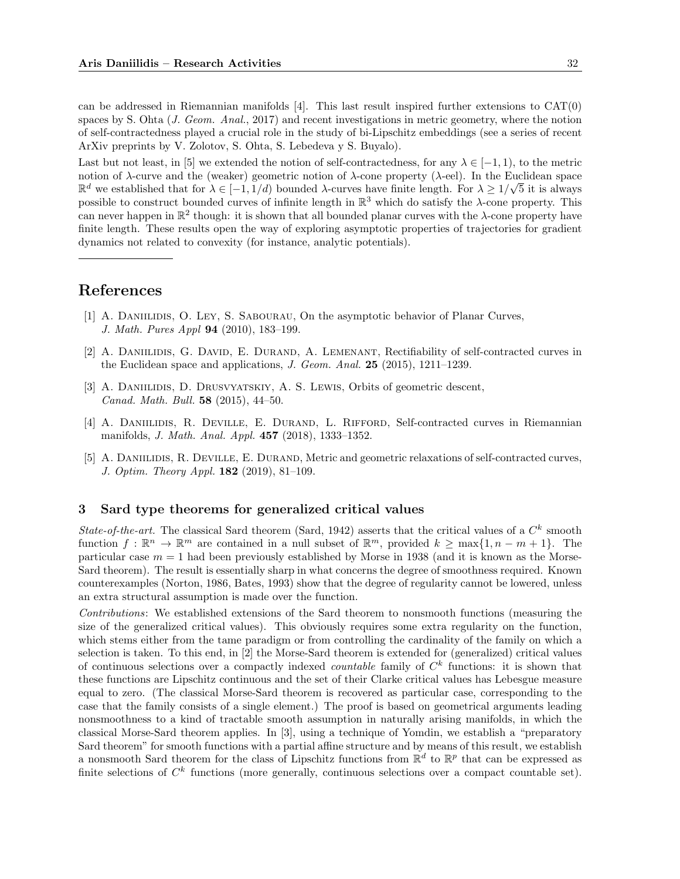can be addressed in Riemannian manifolds [4]. This last result inspired further extensions to CAT(0) spaces by S. Ohta (*J. Geom. Anal.*, 2017) and recent investigations in metric geometry, where the notion of self-contractedness played a crucial role in the study of bi-Lipschitz embeddings (see a series of recent ArXiv preprints by V. Zolotov, S. Ohta, S. Lebedeva y S. Buyalo).

Last but not least, in [5] we extended the notion of self-contractedness, for any $\lambda \in [-1, 1)$, to the metric notion of $\lambda$-curve and the (weaker) geometric notion of $\lambda$-cone property ($\lambda$-eel). In the Euclidean space $\mathbb{R}^d$ we established that for $\lambda \in [-1, 1/d)$ bounded $\lambda$-curves have finite length. For $\lambda \geq 1/\sqrt{5}$ it is always possible to construct bounded curves of infinite length in $\mathbb{R}^3$ which do satisfy the $\lambda$-cone property. This can never happen in $\mathbb{R}^2$ though: it is shown that all bounded planar curves with the $\lambda$-cone property have finite length. These results open the way of exploring asymptotic properties of trajectories for gradient dynamics not related to convexity (for instance, analytic potentials).

---

## References

[1] A. Daniilidis, O. Ley, S. Sabourau, On the asymptotic behavior of Planar Curves, *J. Math. Pures Appl* **94** (2010), 183–199.

[2] A. Daniilidis, G. David, E. Durand, A. Lemenant, Rectifiability of self-contracted curves in the Euclidean space and applications, *J. Geom. Anal.* **25** (2015), 1211–1239.

[3] A. Daniilidis, D. Drusvyatskiy, A. S. Lewis, Orbits of geometric descent, *Canad. Math. Bull.* **58** (2015), 44–50.

[4] A. Daniilidis, R. Deville, E. Durand, L. Rifford, Self-contracted curves in Riemannian manifolds, *J. Math. Anal. Appl.* **457** (2018), 1333–1352.

[5] A. Daniilidis, R. Deville, E. Durand, Metric and geometric relaxations of self-contracted curves, *J. Optim. Theory Appl.* **182** (2019), 81–109.

### 3 Sard type theorems for generalized critical values

*State-of-the-art.* The classical Sard theorem (Sard, 1942) asserts that the critical values of a $C^k$ smooth function $f : \mathbb{R}^n \to \mathbb{R}^m$ are contained in a null subset of $\mathbb{R}^m$, provided $k \geq \max\{1, n - m + 1\}$. The particular case $m = 1$ had been previously established by Morse in 1938 (and it is known as the Morse-Sard theorem). The result is essentially sharp in what concerns the degree of smoothness required. Known counterexamples (Norton, 1986, Bates, 1993) show that the degree of regularity cannot be lowered, unless an extra structural assumption is made over the function.

*Contributions*: We established extensions of the Sard theorem to nonsmooth functions (measuring the size of the generalized critical values). This obviously requires some extra regularity on the function, which stems either from the tame paradigm or from controlling the cardinality of the family on which a selection is taken. To this end, in [2] the Morse-Sard theorem is extended for (generalized) critical values of continuous selections over a compactly indexed *countable* family of $C^k$ functions: it is shown that these functions are Lipschitz continuous and the set of their Clarke critical values has Lebesgue measure equal to zero. (The classical Morse-Sard theorem is recovered as particular case, corresponding to the case that the family consists of a single element.) The proof is based on geometrical arguments leading nonsmoothness to a kind of tractable smooth assumption in naturally arising manifolds, in which the classical Morse-Sard theorem applies. In [3], using a technique of Yomdin, we establish a "preparatory Sard theorem" for smooth functions with a partial affine structure and by means of this result, we establish a nonsmooth Sard theorem for the class of Lipschitz functions from $\mathbb{R}^d$ to $\mathbb{R}^p$ that can be expressed as finite selections of $C^k$ functions (more generally, continuous selections over a compact countable set).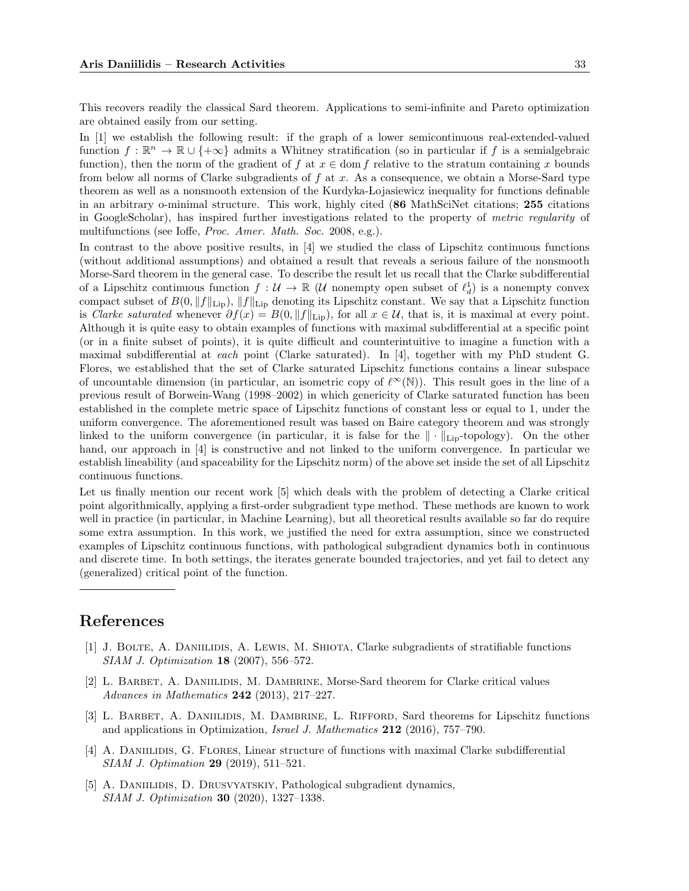This recovers readily the classical Sard theorem. Applications to semi-infinite and Pareto optimization are obtained easily from our setting.

In [1] we establish the following result: if the graph of a lower semicontinuous real-extended-valued function $f : \mathbb{R}^n \to \mathbb{R} \cup \{+\infty\}$ admits a Whitney stratification (so in particular if $f$ is a semialgebraic function), then the norm of the gradient of $f$ at $x \in \operatorname{dom} f$ relative to the stratum containing $x$ bounds from below all norms of Clarke subgradients of $f$ at $x$. As a consequence, we obtain a Morse-Sard type theorem as well as a nonsmooth extension of the Kurdyka-Łojasiewicz inequality for functions definable in an arbitrary o-minimal structure. This work, highly cited (**86** MathSciNet citations; **255** citations in GoogleScholar), has inspired further investigations related to the property of *metric regularity* of multifunctions (see Ioffe, *Proc. Amer. Math. Soc.* 2008, e.g.).

In contrast to the above positive results, in [4] we studied the class of Lipschitz continuous functions (without additional assumptions) and obtained a result that reveals a serious failure of the nonsmooth Morse-Sard theorem in the general case. To describe the result let us recall that the Clarke subdifferential of a Lipschitz continuous function $f : \mathcal{U} \to \mathbb{R}$ ($\mathcal{U}$ nonempty open subset of $\ell_d^1$) is a nonempty convex compact subset of $B(0, \|f\|_{\mathrm{Lip}})$, $\|f\|_{\mathrm{Lip}}$ denoting its Lipschitz constant. We say that a Lipschitz function is *Clarke saturated* whenever $\partial f(x) = B(0, \|f\|_{\mathrm{Lip}})$, for all $x \in \mathcal{U}$, that is, it is maximal at every point. Although it is quite easy to obtain examples of functions with maximal subdifferential at a specific point (or in a finite subset of points), it is quite difficult and counterintuitive to imagine a function with a maximal subdifferential at *each* point (Clarke saturated). In [4], together with my PhD student G. Flores, we established that the set of Clarke saturated Lipschitz functions contains a linear subspace of uncountable dimension (in particular, an isometric copy of $\ell^\infty(\mathbb{N})$). This result goes in the line of a previous result of Borwein-Wang (1998–2002) in which genericity of Clarke saturated function has been established in the complete metric space of Lipschitz functions of constant less or equal to 1, under the uniform convergence. The aforementioned result was based on Baire category theorem and was strongly linked to the uniform convergence (in particular, it is false for the $\|\cdot\|_{\mathrm{Lip}}$-topology). On the other hand, our approach in [4] is constructive and not linked to the uniform convergence. In particular we establish lineability (and spaceability for the Lipschitz norm) of the above set inside the set of all Lipschitz continuous functions.

Let us finally mention our recent work [5] which deals with the problem of detecting a Clarke critical point algorithmically, applying a first-order subgradient type method. These methods are known to work well in practice (in particular, in Machine Learning), but all theoretical results available so far do require some extra assumption. In this work, we justified the need for extra assumption, since we constructed examples of Lipschitz continuous functions, with pathological subgradient dynamics both in continuous and discrete time. In both settings, the iterates generate bounded trajectories, and yet fail to detect any (generalized) critical point of the function.

---

## References

[1] J. Bolte, A. Daniilidis, A. Lewis, M. Shiota, Clarke subgradients of stratifiable functions *SIAM J. Optimization* **18** (2007), 556–572.

[2] L. Barbet, A. Daniilidis, M. Dambrine, Morse-Sard theorem for Clarke critical values *Advances in Mathematics* **242** (2013), 217–227.

[3] L. Barbet, A. Daniilidis, M. Dambrine, L. Rifford, Sard theorems for Lipschitz functions and applications in Optimization, *Israel J. Mathematics* **212** (2016), 757–790.

[4] A. Daniilidis, G. Flores, Linear structure of functions with maximal Clarke subdifferential *SIAM J. Optimation* **29** (2019), 511–521.

[5] A. Daniilidis, D. Drusvyatskiy, Pathological subgradient dynamics, *SIAM J. Optimization* **30** (2020), 1327–1338.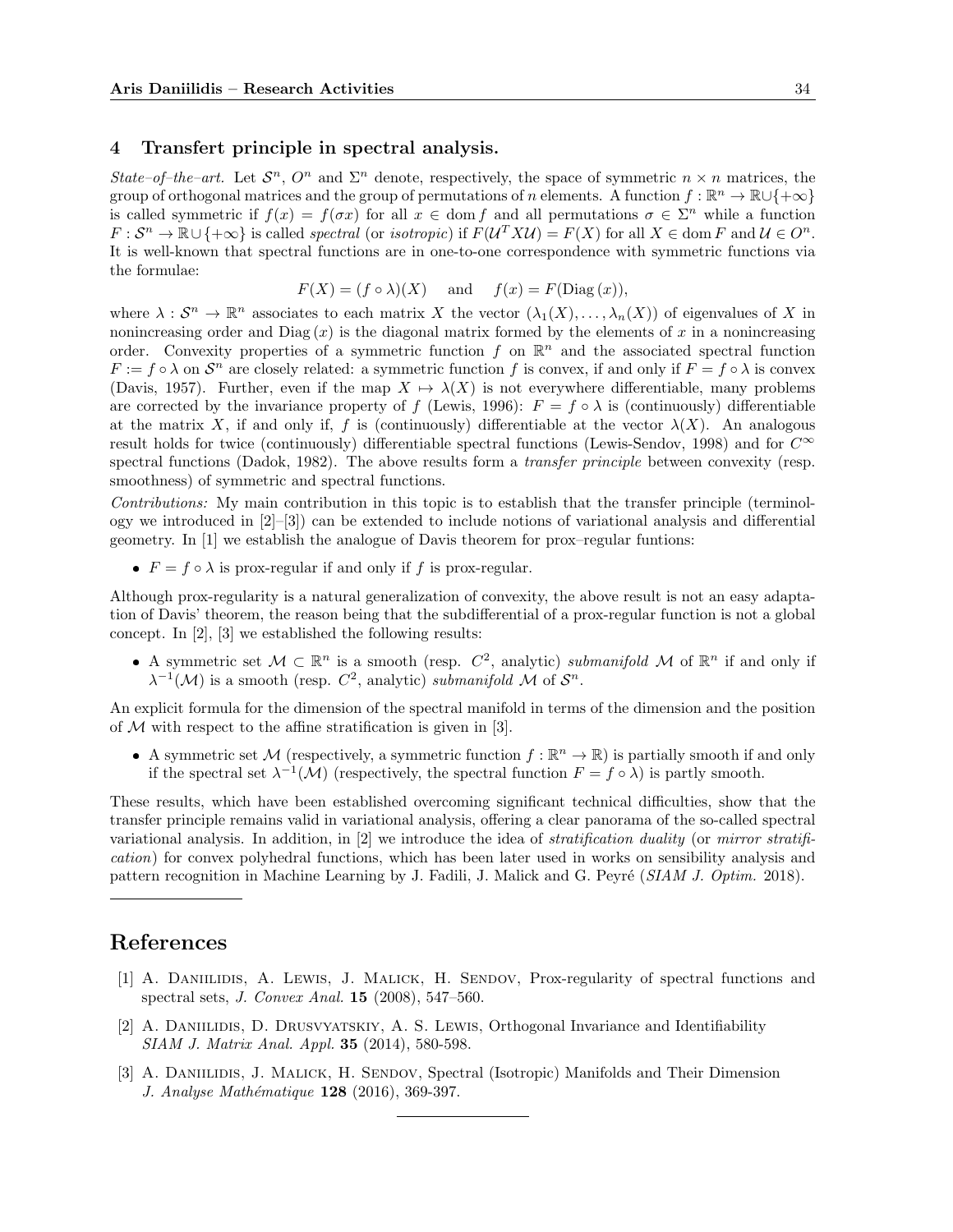## 4 Transfert principle in spectral analysis.

*State–of–the–art.* Let $\mathcal{S}^n$, $O^n$ and $\Sigma^n$ denote, respectively, the space of symmetric $n \times n$ matrices, the group of orthogonal matrices and the group of permutations of $n$ elements. A function $f : \mathbb{R}^n \to \mathbb{R} \cup \{+\infty\}$ is called symmetric if $f(x) = f(\sigma x)$ for all $x \in \operatorname{dom} f$ and all permutations $\sigma \in \Sigma^n$ while a function $F : \mathcal{S}^n \to \mathbb{R} \cup \{+\infty\}$ is called *spectral* (or *isotropic*) if $F(\mathcal{U}^T X \mathcal{U}) = F(X)$ for all $X \in \operatorname{dom} F$ and $\mathcal{U} \in O^n$. It is well-known that spectral functions are in one-to-one correspondence with symmetric functions via the formulae:

$$F(X) = (f \circ \lambda)(X) \quad \text{and} \quad f(x) = F(\operatorname{Diag}(x)),$$

where $\lambda : \mathcal{S}^n \to \mathbb{R}^n$ associates to each matrix $X$ the vector $(\lambda_1(X), \ldots, \lambda_n(X))$ of eigenvalues of $X$ in nonincreasing order and $\operatorname{Diag}(x)$ is the diagonal matrix formed by the elements of $x$ in a nonincreasing order. Convexity properties of a symmetric function $f$ on $\mathbb{R}^n$ and the associated spectral function $F := f \circ \lambda$ on $\mathcal{S}^n$ are closely related: a symmetric function $f$ is convex, if and only if $F = f \circ \lambda$ is convex (Davis, 1957). Further, even if the map $X \mapsto \lambda(X)$ is not everywhere differentiable, many problems are corrected by the invariance property of $f$ (Lewis, 1996): $F = f \circ \lambda$ is (continuously) differentiable at the matrix $X$, if and only if, $f$ is (continuously) differentiable at the vector $\lambda(X)$. An analogous result holds for twice (continuously) differentiable spectral functions (Lewis-Sendov, 1998) and for $C^\infty$ spectral functions (Dadok, 1982). The above results form a *transfer principle* between convexity (resp. smoothness) of symmetric and spectral functions.

*Contributions:* My main contribution in this topic is to establish that the transfer principle (terminology we introduced in [2]–[3]) can be extended to include notions of variational analysis and differential geometry. In [1] we establish the analogue of Davis theorem for prox–regular funtions:

- $F = f \circ \lambda$ is prox-regular if and only if $f$ is prox-regular.

Although prox-regularity is a natural generalization of convexity, the above result is not an easy adaptation of Davis' theorem, the reason being that the subdifferential of a prox-regular function is not a global concept. In [2], [3] we established the following results:

- A symmetric set $\mathcal{M} \subset \mathbb{R}^n$ is a smooth (resp. $C^2$, analytic) *submanifold* $\mathcal{M}$ of $\mathbb{R}^n$ if and only if $\lambda^{-1}(\mathcal{M})$ is a smooth (resp. $C^2$, analytic) *submanifold* $\mathcal{M}$ of $\mathcal{S}^n$.

An explicit formula for the dimension of the spectral manifold in terms of the dimension and the position of $\mathcal{M}$ with respect to the affine stratification is given in [3].

- A symmetric set $\mathcal{M}$ (respectively, a symmetric function $f : \mathbb{R}^n \to \mathbb{R}$) is partially smooth if and only if the spectral set $\lambda^{-1}(\mathcal{M})$ (respectively, the spectral function $F = f \circ \lambda$) is partly smooth.

These results, which have been established overcoming significant technical difficulties, show that the transfer principle remains valid in variational analysis, offering a clear panorama of the so-called spectral variational analysis. In addition, in [2] we introduce the idea of *stratification duality* (or *mirror stratification*) for convex polyhedral functions, which has been later used in works on sensibility analysis and pattern recognition in Machine Learning by J. Fadili, J. Malick and G. Peyré (*SIAM J. Optim.* 2018).

---

## References

[1] A. Daniilidis, A. Lewis, J. Malick, H. Sendov, Prox-regularity of spectral functions and spectral sets, *J. Convex Anal.* **15** (2008), 547–560.

[2] A. Daniilidis, D. Drusvyatskiy, A. S. Lewis, Orthogonal Invariance and Identifiability *SIAM J. Matrix Anal. Appl.* **35** (2014), 580-598.

[3] A. Daniilidis, J. Malick, H. Sendov, Spectral (Isotropic) Manifolds and Their Dimension *J. Analyse Mathématique* **128** (2016), 369-397.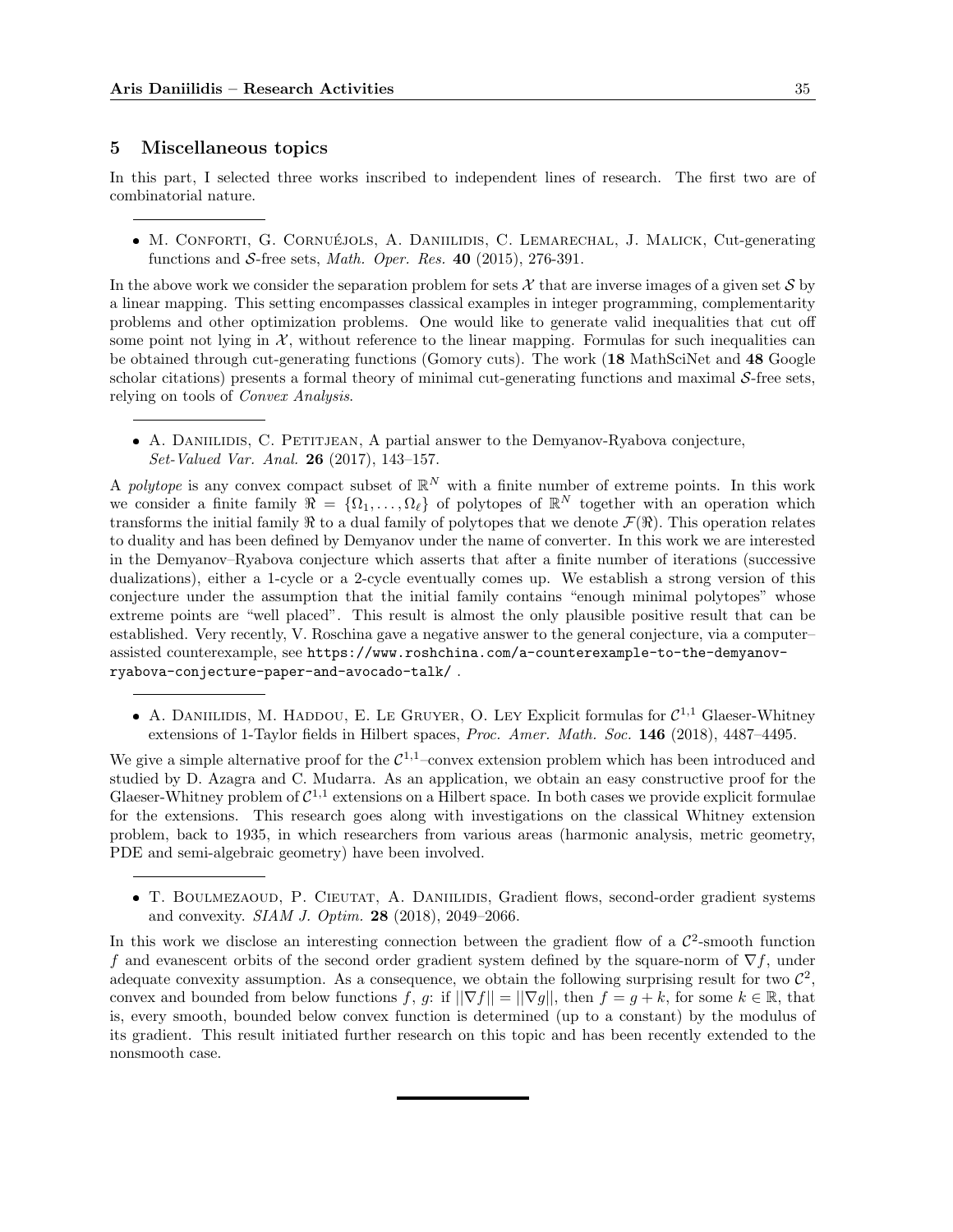## 5 Miscellaneous topics

In this part, I selected three works inscribed to independent lines of research. The first two are of combinatorial nature.

---

- M. Conforti, G. Cornuéjols, A. Daniilidis, C. Lemarechal, J. Malick, Cut-generating functions and $\mathcal{S}$-free sets, *Math. Oper. Res.* **40** (2015), 276-391.

In the above work we consider the separation problem for sets $\mathcal{X}$ that are inverse images of a given set $\mathcal{S}$ by a linear mapping. This setting encompasses classical examples in integer programming, complementarity problems and other optimization problems. One would like to generate valid inequalities that cut off some point not lying in $\mathcal{X}$, without reference to the linear mapping. Formulas for such inequalities can be obtained through cut-generating functions (Gomory cuts). The work (**18** MathSciNet and **48** Google scholar citations) presents a formal theory of minimal cut-generating functions and maximal $\mathcal{S}$-free sets, relying on tools of *Convex Analysis*.

---

- A. Daniilidis, C. Petitjean, A partial answer to the Demyanov-Ryabova conjecture, *Set-Valued Var. Anal.* **26** (2017), 143–157.

A *polytope* is any convex compact subset of $\mathbb{R}^N$ with a finite number of extreme points. In this work we consider a finite family $\Re = \{\Omega_1, \ldots, \Omega_\ell\}$ of polytopes of $\mathbb{R}^N$ together with an operation which transforms the initial family $\Re$ to a dual family of polytopes that we denote $\mathcal{F}(\Re)$. This operation relates to duality and has been defined by Demyanov under the name of converter. In this work we are interested in the Demyanov–Ryabova conjecture which asserts that after a finite number of iterations (successive dualizations), either a 1-cycle or a 2-cycle eventually comes up. We establish a strong version of this conjecture under the assumption that the initial family contains "enough minimal polytopes" whose extreme points are "well placed". This result is almost the only plausible positive result that can be established. Very recently, V. Roschina gave a negative answer to the general conjecture, via a computer–assisted counterexample, see https://www.roshchina.com/a-counterexample-to-the-demyanov-ryabova-conjecture-paper-and-avocado-talk/ .

---

- A. Daniilidis, M. Haddou, E. Le Gruyer, O. Ley Explicit formulas for $\mathcal{C}^{1,1}$ Glaeser-Whitney extensions of 1-Taylor fields in Hilbert spaces, *Proc. Amer. Math. Soc.* **146** (2018), 4487–4495.

We give a simple alternative proof for the $\mathcal{C}^{1,1}$–convex extension problem which has been introduced and studied by D. Azagra and C. Mudarra. As an application, we obtain an easy constructive proof for the Glaeser-Whitney problem of $\mathcal{C}^{1,1}$ extensions on a Hilbert space. In both cases we provide explicit formulae for the extensions. This research goes along with investigations on the classical Whitney extension problem, back to 1935, in which researchers from various areas (harmonic analysis, metric geometry, PDE and semi-algebraic geometry) have been involved.

---

- T. Boulmezaoud, P. Cieutat, A. Daniilidis, Gradient flows, second-order gradient systems and convexity. *SIAM J. Optim.* **28** (2018), 2049–2066.

In this work we disclose an interesting connection between the gradient flow of a $\mathcal{C}^2$-smooth function $f$ and evanescent orbits of the second order gradient system defined by the square-norm of $\nabla f$, under adequate convexity assumption. As a consequence, we obtain the following surprising result for two $\mathcal{C}^2$, convex and bounded from below functions $f$, $g$: if $||\nabla f|| = ||\nabla g||$, then $f = g + k$, for some $k \in \mathbb{R}$, that is, every smooth, bounded below convex function is determined (up to a constant) by the modulus of its gradient. This result initiated further research on this topic and has been recently extended to the nonsmooth case.